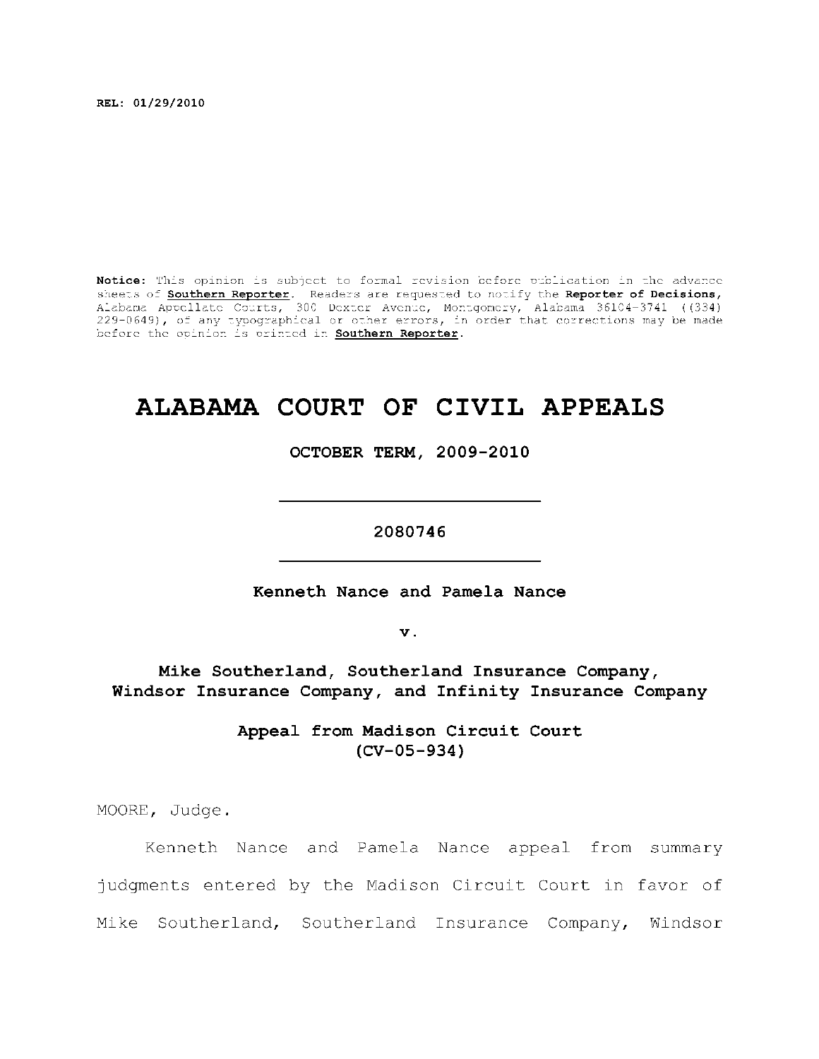**REL: 01/29/2010**

**Notice:** This opinion is subject to formal revision before publication in the advance sheets of **Southern Reporter**. Readers are requested to notify the **Reporter of Decisions**, Alabama Appellate Courts, 300 Dexter Avenue, Montgomery, Alabama 36104-3741 ((334) 229-0649), of any typographical or other errors, in order that corrections may be made before the opinion is printed in **Southern Reporter**.

# ALABAMA COURT OF CIVIL APPEALS

**OCTOBER TERM, 2009-2010**

---

**2080746**

---

**Kenneth Nance and Pamela Nance**

**v.**

**Mike Southerland, Southerland Insurance Company, Windsor Insurance Company, and Infinity Insurance Company**

**Appeal from Madison Circuit Court (CV-05-934)**

MOORE, Judge.

Kenneth Nance and Pamela Nance appeal from summary judgments entered by the Madison Circuit Court in favor of Mike Southerland, Southerland Insurance Company, Windsor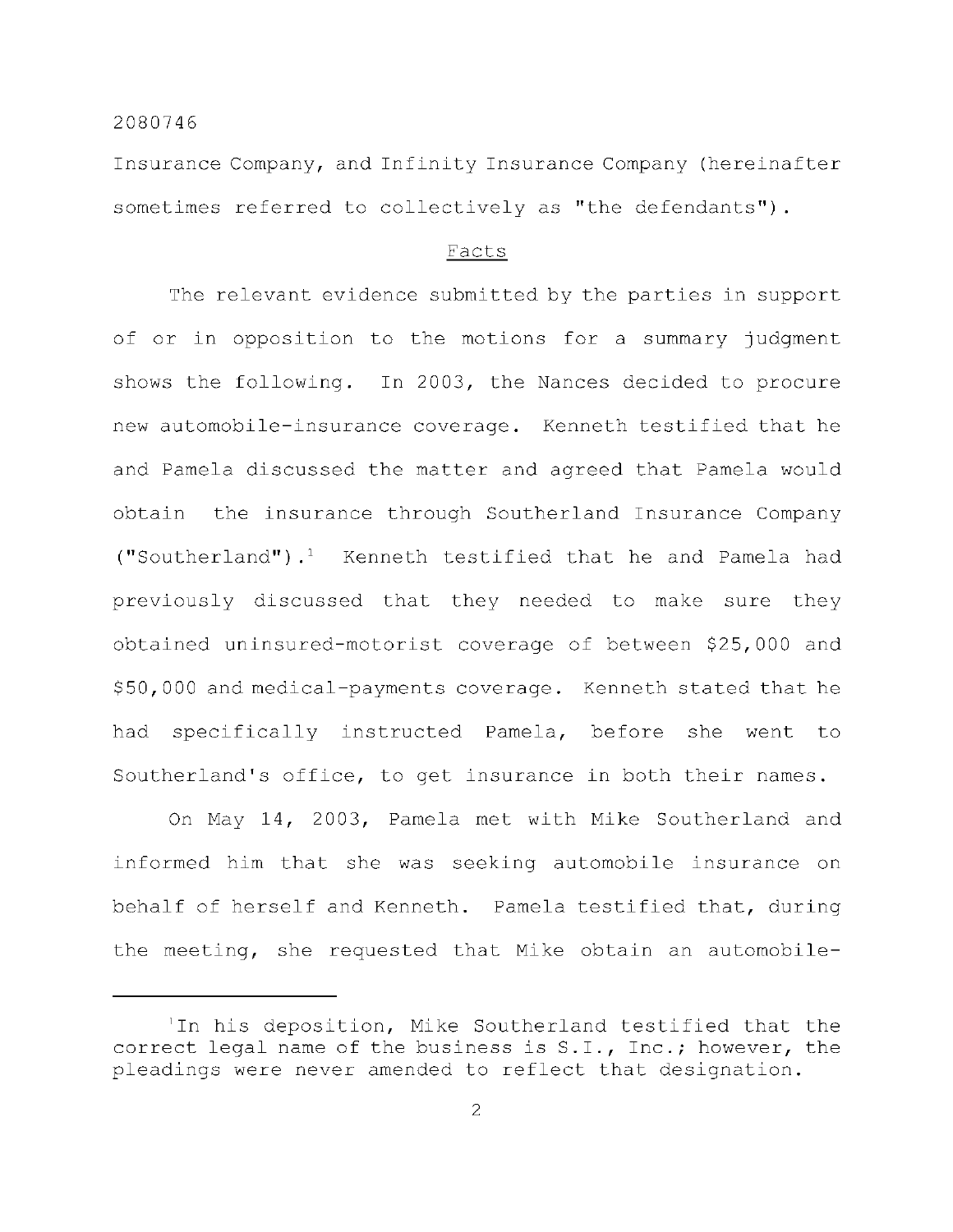Insurance Company, and Infinity Insurance Company (hereinafter sometimes referred to collectively as "the defendants").

## Facts

The relevant evidence submitted by the parties in support of or in opposition to the motions for a summary judgment shows the following. In 2003, the Nances decided to procure new automobile-insurance coverage. Kenneth testified that he and Pamela discussed the matter and agreed that Pamela would obtain the insurance through Southerland Insurance Company ("Southerland").[1] Kenneth testified that he and Pamela had previously discussed that they needed to make sure they obtained uninsured-motorist coverage of between $25,000 and $50,000 and medical-payments coverage. Kenneth stated that he had specifically instructed Pamela, before she went to Southerland's office, to get insurance in both their names.

On May 14, 2003, Pamela met with Mike Southerland and informed him that she was seeking automobile insurance on behalf of herself and Kenneth. Pamela testified that, during the meeting, she requested that Mike obtain an automobile-

---

[1] In his deposition, Mike Southerland testified that the correct legal name of the business is S.I., Inc.; however, the pleadings were never amended to reflect that designation.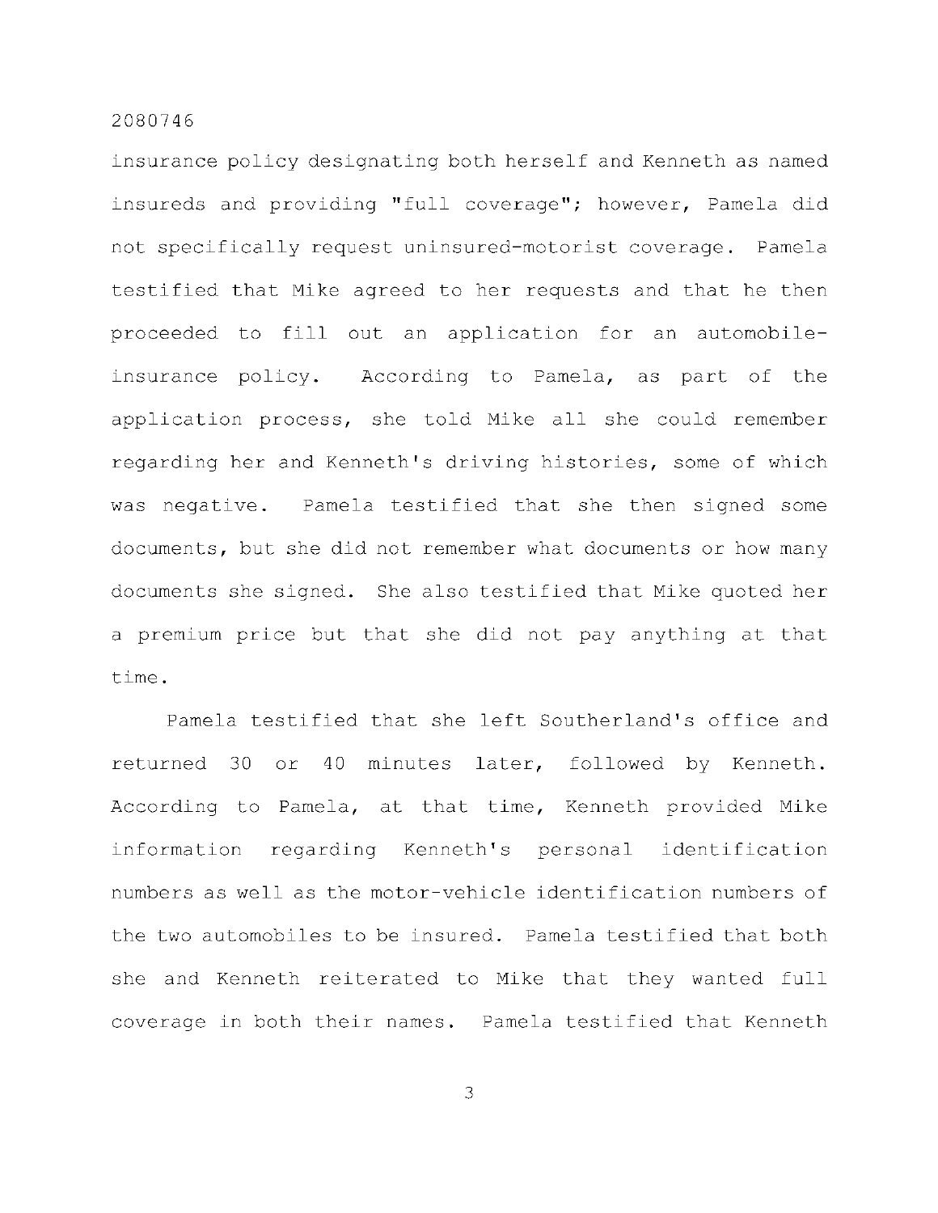insurance policy designating both herself and Kenneth as named insureds and providing "full coverage"; however, Pamela did not specifically request uninsured-motorist coverage. Pamela testified that Mike agreed to her requests and that he then proceeded to fill out an application for an automobile-insurance policy. According to Pamela, as part of the application process, she told Mike all she could remember regarding her and Kenneth's driving histories, some of which was negative. Pamela testified that she then signed some documents, but she did not remember what documents or how many documents she signed. She also testified that Mike quoted her a premium price but that she did not pay anything at that time.

Pamela testified that she left Southerland's office and returned 30 or 40 minutes later, followed by Kenneth. According to Pamela, at that time, Kenneth provided Mike information regarding Kenneth's personal identification numbers as well as the motor-vehicle identification numbers of the two automobiles to be insured. Pamela testified that both she and Kenneth reiterated to Mike that they wanted full coverage in both their names. Pamela testified that Kenneth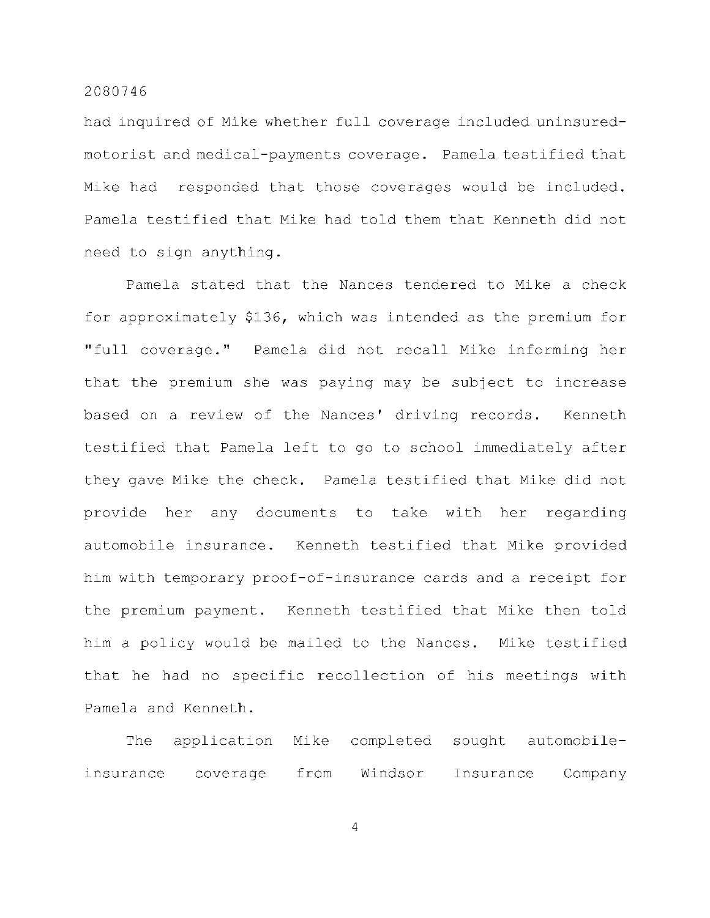had inquired of Mike whether full coverage included uninsured-motorist and medical-payments coverage. Pamela testified that Mike had responded that those coverages would be included. Pamela testified that Mike had told them that Kenneth did not need to sign anything.

Pamela stated that the Nances tendered to Mike a check for approximately $136, which was intended as the premium for "full coverage." Pamela did not recall Mike informing her that the premium she was paying may be subject to increase based on a review of the Nances' driving records. Kenneth testified that Pamela left to go to school immediately after they gave Mike the check. Pamela testified that Mike did not provide her any documents to take with her regarding automobile insurance. Kenneth testified that Mike provided him with temporary proof-of-insurance cards and a receipt for the premium payment. Kenneth testified that Mike then told him a policy would be mailed to the Nances. Mike testified that he had no specific recollection of his meetings with Pamela and Kenneth.

The application Mike completed sought automobile-insurance coverage from Windsor Insurance Company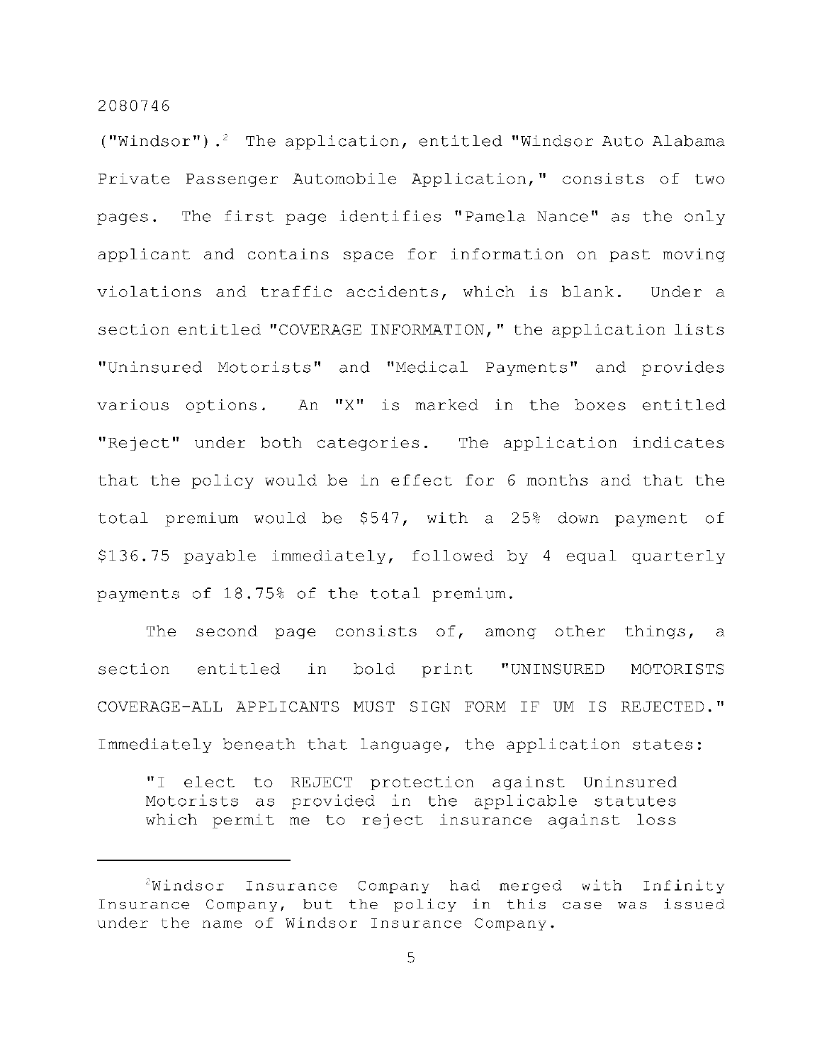("Windsor").[2] The application, entitled "Windsor Auto Alabama Private Passenger Automobile Application," consists of two pages. The first page identifies "Pamela Nance" as the only applicant and contains space for information on past moving violations and traffic accidents, which is blank. Under a section entitled "COVERAGE INFORMATION," the application lists "Uninsured Motorists" and "Medical Payments" and provides various options. An "X" is marked in the boxes entitled "Reject" under both categories. The application indicates that the policy would be in effect for 6 months and that the total premium would be $547, with a 25% down payment of $136.75 payable immediately, followed by 4 equal quarterly payments of 18.75% of the total premium.

The second page consists of, among other things, a section entitled in bold print "**UNINSURED MOTORISTS COVERAGE-ALL APPLICANTS MUST SIGN FORM IF UM IS REJECTED.**" Immediately beneath that language, the application states:

> "I elect to REJECT protection against Uninsured Motorists as provided in the applicable statutes which permit me to reject insurance against loss

---

[2]Windsor Insurance Company had merged with Infinity Insurance Company, but the policy in this case was issued under the name of Windsor Insurance Company.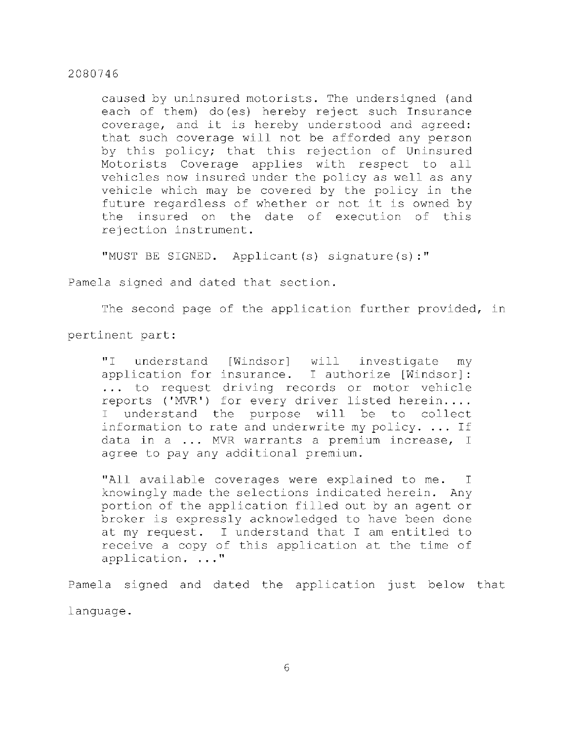> caused by uninsured motorists. The undersigned (and each of them) do(es) hereby reject such Insurance coverage, and it is hereby understood and agreed: that such coverage will not be afforded any person by this policy; that this rejection of Uninsured Motorists Coverage applies with respect to all vehicles now insured under the policy as well as any vehicle which may be covered by the policy in the future regardless of whether or not it is owned by the insured on the date of execution of this rejection instrument.
>
> "MUST BE SIGNED. Applicant(s) signature(s):"

Pamela signed and dated that section.

The second page of the application further provided, in pertinent part:

> "I understand [Windsor] will investigate my application for insurance. I authorize [Windsor]: ... to request driving records or motor vehicle reports ('MVR') for every driver listed herein.... I understand the purpose will be to collect information to rate and underwrite my policy. ... If data in a ... MVR warrants a premium increase, I agree to pay any additional premium.
>
> "All available coverages were explained to me. I knowingly made the selections indicated herein. Any portion of the application filled out by an agent or broker is expressly acknowledged to have been done at my request. I understand that I am entitled to receive a copy of this application at the time of application. ..."

Pamela signed and dated the application just below that language.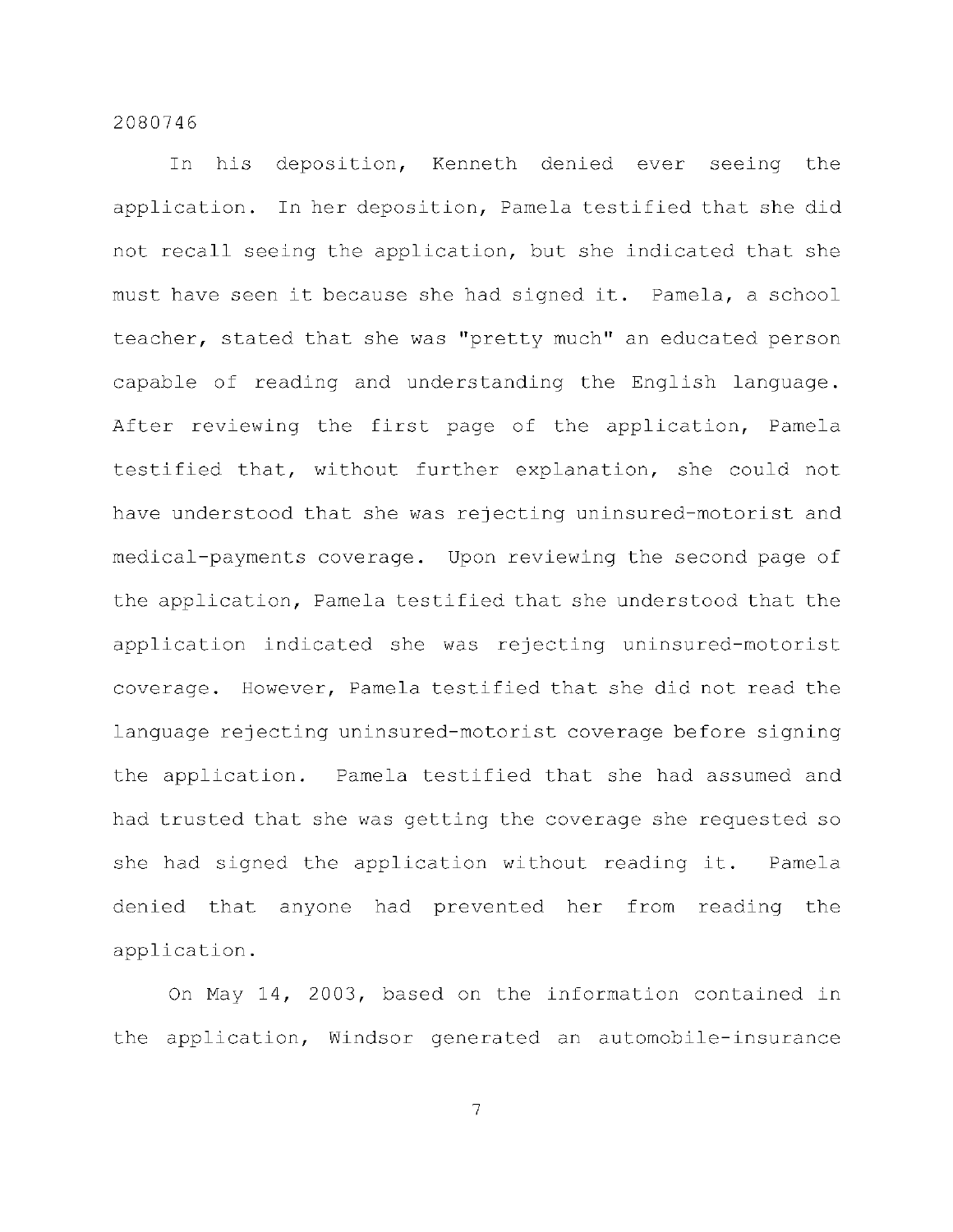In his deposition, Kenneth denied ever seeing the application. In her deposition, Pamela testified that she did not recall seeing the application, but she indicated that she must have seen it because she had signed it. Pamela, a school teacher, stated that she was "pretty much" an educated person capable of reading and understanding the English language. After reviewing the first page of the application, Pamela testified that, without further explanation, she could not have understood that she was rejecting uninsured-motorist and medical-payments coverage. Upon reviewing the second page of the application, Pamela testified that she understood that the application indicated she was rejecting uninsured-motorist coverage. However, Pamela testified that she did not read the language rejecting uninsured-motorist coverage before signing the application. Pamela testified that she had assumed and had trusted that she was getting the coverage she requested so she had signed the application without reading it. Pamela denied that anyone had prevented her from reading the application.

On May 14, 2003, based on the information contained in the application, Windsor generated an automobile-insurance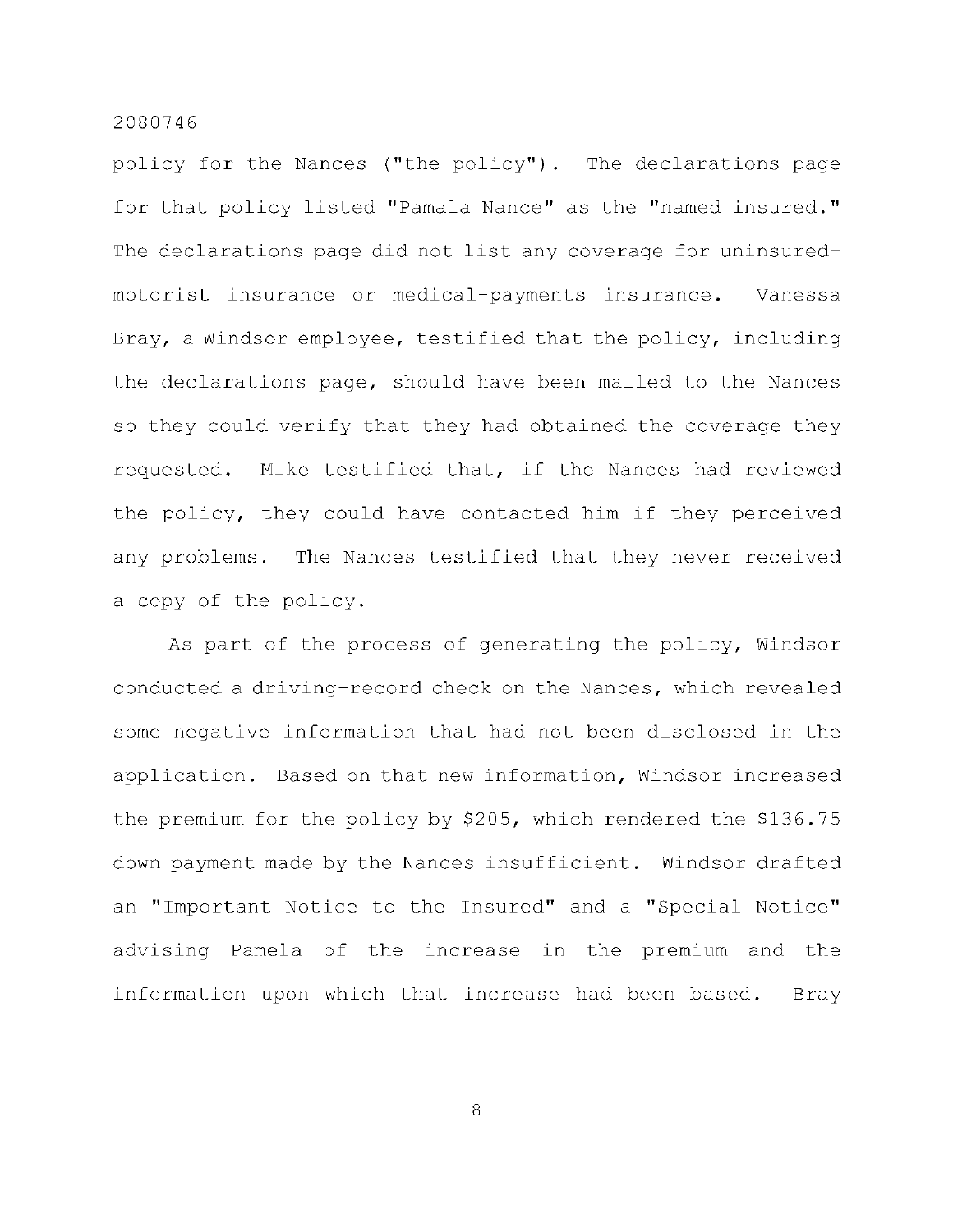policy for the Nances ("the policy"). The declarations page for that policy listed "Pamala Nance" as the "named insured." The declarations page did not list any coverage for uninsured-motorist insurance or medical-payments insurance. Vanessa Bray, a Windsor employee, testified that the policy, including the declarations page, should have been mailed to the Nances so they could verify that they had obtained the coverage they requested. Mike testified that, if the Nances had reviewed the policy, they could have contacted him if they perceived any problems. The Nances testified that they never received a copy of the policy.

As part of the process of generating the policy, Windsor conducted a driving-record check on the Nances, which revealed some negative information that had not been disclosed in the application. Based on that new information, Windsor increased the premium for the policy by $205, which rendered the $136.75 down payment made by the Nances insufficient. Windsor drafted an "Important Notice to the Insured" and a "Special Notice" advising Pamela of the increase in the premium and the information upon which that increase had been based. Bray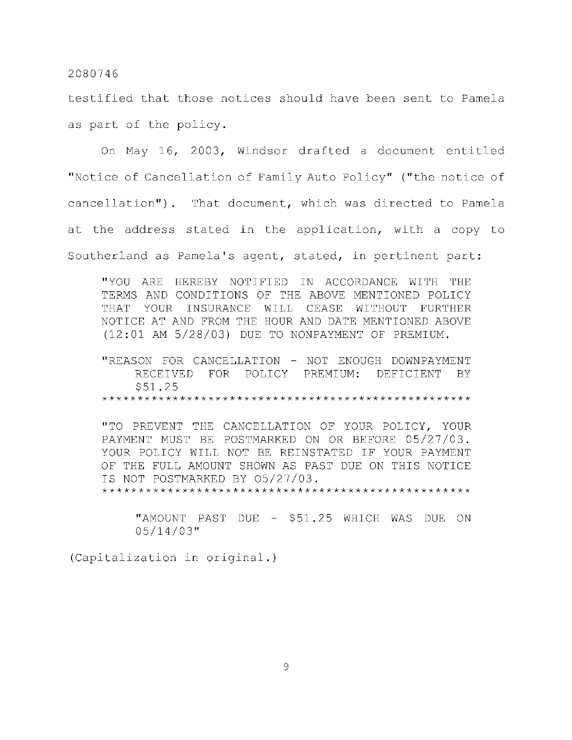testified that those notices should have been sent to Pamela as part of the policy.

On May 16, 2003, Windsor drafted a document entitled "Notice of Cancellation of Family Auto Policy" ("the notice of cancellation"). That document, which was directed to Pamela at the address stated in the application, with a copy to Southerland as Pamela's agent, stated, in pertinent part:

> "YOU ARE HEREBY NOTIFIED IN ACCORDANCE WITH THE TERMS AND CONDITIONS OF THE ABOVE MENTIONED POLICY THAT YOUR INSURANCE WILL CEASE WITHOUT FURTHER NOTICE AT AND FROM THE HOUR AND DATE MENTIONED ABOVE (12:01 AM 5/28/03) DUE TO NONPAYMENT OF PREMIUM.
>
> "REASON FOR CANCELLATION - NOT ENOUGH DOWNPAYMENT RECEIVED FOR POLICY PREMIUM: DEFICIENT BY $51.25
> ************************************************
>
> "TO PREVENT THE CANCELLATION OF YOUR POLICY, YOUR PAYMENT MUST BE POSTMARKED ON OR BEFORE 05/27/03. YOUR POLICY WILL NOT BE REINSTATED IF YOUR PAYMENT OF THE FULL AMOUNT SHOWN AS PAST DUE ON THIS NOTICE IS NOT POSTMARKED BY 05/27/03.
> ************************************************
>
> "AMOUNT PAST DUE - $51.25 WHICH WAS DUE ON 05/14/03"

(Capitalization in original.)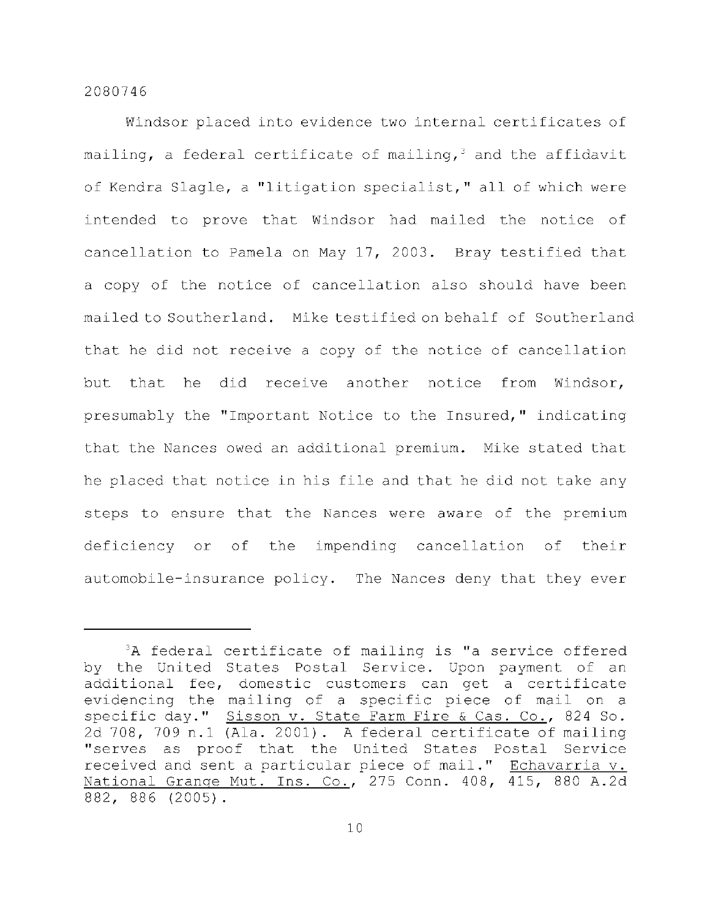Windsor placed into evidence two internal certificates of mailing, a federal certificate of mailing,[3] and the affidavit of Kendra Slagle, a "litigation specialist," all of which were intended to prove that Windsor had mailed the notice of cancellation to Pamela on May 17, 2003. Bray testified that a copy of the notice of cancellation also should have been mailed to Southerland. Mike testified on behalf of Southerland that he did not receive a copy of the notice of cancellation but that he did receive another notice from Windsor, presumably the "Important Notice to the Insured," indicating that the Nances owed an additional premium. Mike stated that he placed that notice in his file and that he did not take any steps to ensure that the Nances were aware of the premium deficiency or of the impending cancellation of their automobile-insurance policy. The Nances deny that they ever

---

[3]A federal certificate of mailing is "a service offered by the United States Postal Service. Upon payment of an additional fee, domestic customers can get a certificate evidencing the mailing of a specific piece of mail on a specific day." Sisson v. State Farm Fire & Cas. Co., 824 So. 2d 708, 709 n.1 (Ala. 2001). A federal certificate of mailing "serves as proof that the United States Postal Service received and sent a particular piece of mail." Echavarria v. National Grange Mut. Ins. Co., 275 Conn. 408, 415, 880 A.2d 882, 886 (2005).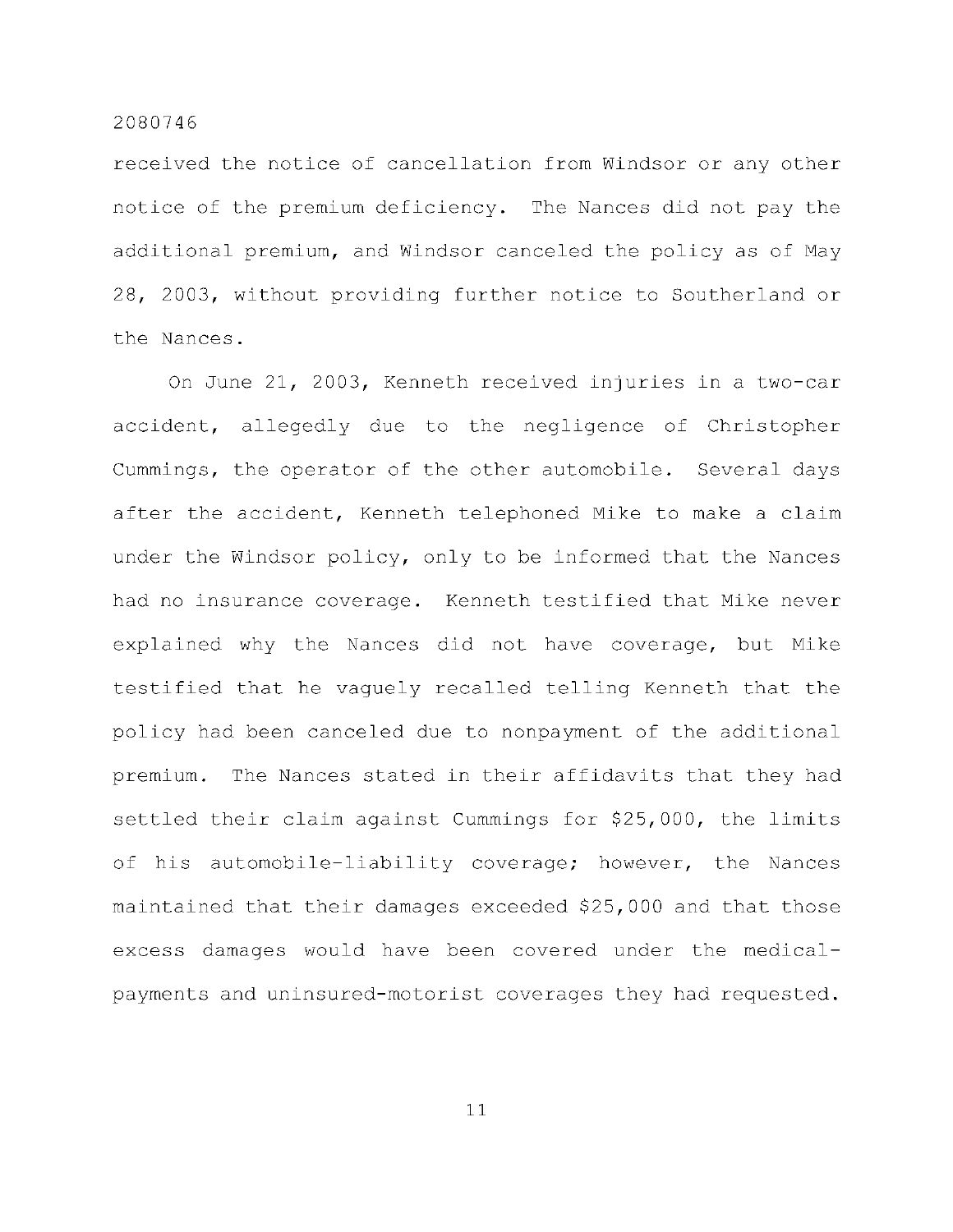received the notice of cancellation from Windsor or any other notice of the premium deficiency. The Nances did not pay the additional premium, and Windsor canceled the policy as of May 28, 2003, without providing further notice to Southerland or the Nances.

On June 21, 2003, Kenneth received injuries in a two-car accident, allegedly due to the negligence of Christopher Cummings, the operator of the other automobile. Several days after the accident, Kenneth telephoned Mike to make a claim under the Windsor policy, only to be informed that the Nances had no insurance coverage. Kenneth testified that Mike never explained why the Nances did not have coverage, but Mike testified that he vaguely recalled telling Kenneth that the policy had been canceled due to nonpayment of the additional premium. The Nances stated in their affidavits that they had settled their claim against Cummings for $25,000, the limits of his automobile-liability coverage; however, the Nances maintained that their damages exceeded $25,000 and that those excess damages would have been covered under the medical-payments and uninsured-motorist coverages they had requested.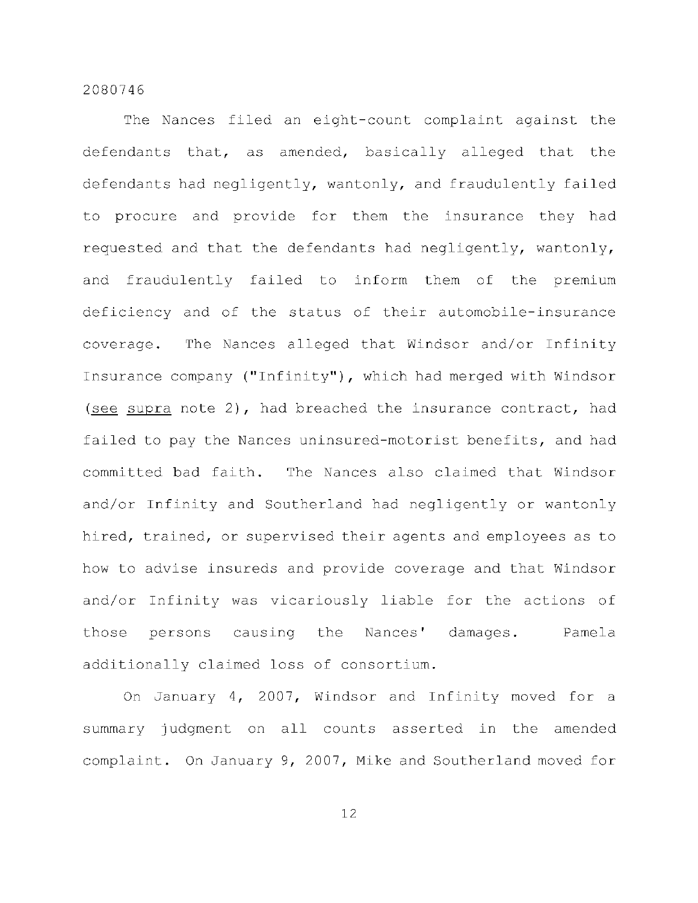The Nances filed an eight-count complaint against the defendants that, as amended, basically alleged that the defendants had negligently, wantonly, and fraudulently failed to procure and provide for them the insurance they had requested and that the defendants had negligently, wantonly, and fraudulently failed to inform them of the premium deficiency and of the status of their automobile-insurance coverage. The Nances alleged that Windsor and/or Infinity Insurance company ("Infinity"), which had merged with Windsor (see supra note 2), had breached the insurance contract, had failed to pay the Nances uninsured-motorist benefits, and had committed bad faith. The Nances also claimed that Windsor and/or Infinity and Southerland had negligently or wantonly hired, trained, or supervised their agents and employees as to how to advise insureds and provide coverage and that Windsor and/or Infinity was vicariously liable for the actions of those persons causing the Nances' damages. Pamela additionally claimed loss of consortium.

On January 4, 2007, Windsor and Infinity moved for a summary judgment on all counts asserted in the amended complaint. On January 9, 2007, Mike and Southerland moved for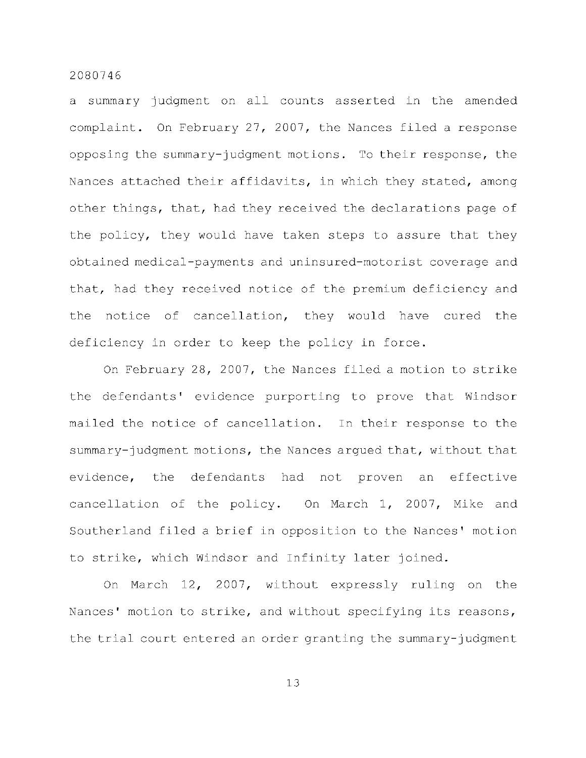a summary judgment on all counts asserted in the amended complaint. On February 27, 2007, the Nances filed a response opposing the summary-judgment motions. To their response, the Nances attached their affidavits, in which they stated, among other things, that, had they received the declarations page of the policy, they would have taken steps to assure that they obtained medical-payments and uninsured-motorist coverage and that, had they received notice of the premium deficiency and the notice of cancellation, they would have cured the deficiency in order to keep the policy in force.

On February 28, 2007, the Nances filed a motion to strike the defendants' evidence purporting to prove that Windsor mailed the notice of cancellation. In their response to the summary-judgment motions, the Nances argued that, without that evidence, the defendants had not proven an effective cancellation of the policy. On March 1, 2007, Mike and Southerland filed a brief in opposition to the Nances' motion to strike, which Windsor and Infinity later joined.

On March 12, 2007, without expressly ruling on the Nances' motion to strike, and without specifying its reasons, the trial court entered an order granting the summary-judgment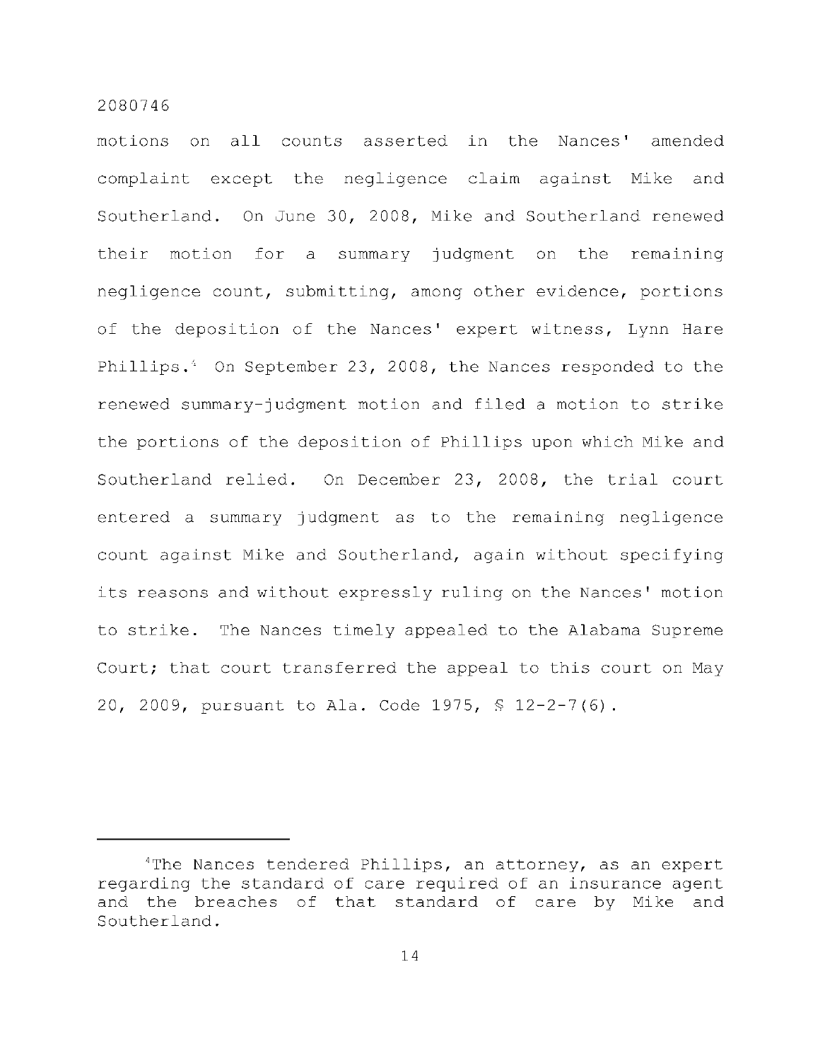motions on all counts asserted in the Nances' amended complaint except the negligence claim against Mike and Southerland. On June 30, 2008, Mike and Southerland renewed their motion for a summary judgment on the remaining negligence count, submitting, among other evidence, portions of the deposition of the Nances' expert witness, Lynn Hare Phillips.[4] On September 23, 2008, the Nances responded to the renewed summary-judgment motion and filed a motion to strike the portions of the deposition of Phillips upon which Mike and Southerland relied. On December 23, 2008, the trial court entered a summary judgment as to the remaining negligence count against Mike and Southerland, again without specifying its reasons and without expressly ruling on the Nances' motion to strike. The Nances timely appealed to the Alabama Supreme Court; that court transferred the appeal to this court on May 20, 2009, pursuant to Ala. Code 1975, § 12-2-7(6).

---

[4]The Nances tendered Phillips, an attorney, as an expert regarding the standard of care required of an insurance agent and the breaches of that standard of care by Mike and Southerland.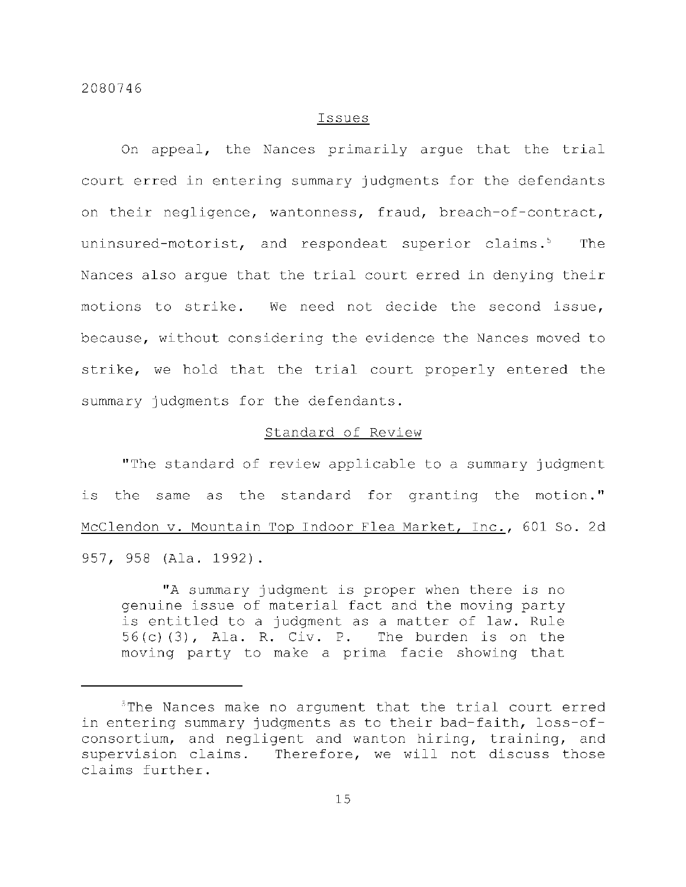## Issues

On appeal, the Nances primarily argue that the trial court erred in entering summary judgments for the defendants on their negligence, wantonness, fraud, breach-of-contract, uninsured-motorist, and respondeat superior claims.[5] The Nances also argue that the trial court erred in denying their motions to strike. We need not decide the second issue, because, without considering the evidence the Nances moved to strike, we hold that the trial court properly entered the summary judgments for the defendants.

## Standard of Review

"The standard of review applicable to a summary judgment is the same as the standard for granting the motion." McClendon v. Mountain Top Indoor Flea Market, Inc., 601 So. 2d 957, 958 (Ala. 1992).

> "A summary judgment is proper when there is no genuine issue of material fact and the moving party is entitled to a judgment as a matter of law. Rule 56(c)(3), Ala. R. Civ. P. The burden is on the moving party to make a prima facie showing that

---

[5]The Nances make no argument that the trial court erred in entering summary judgments as to their bad-faith, loss-of-consortium, and negligent and wanton hiring, training, and supervision claims. Therefore, we will not discuss those claims further.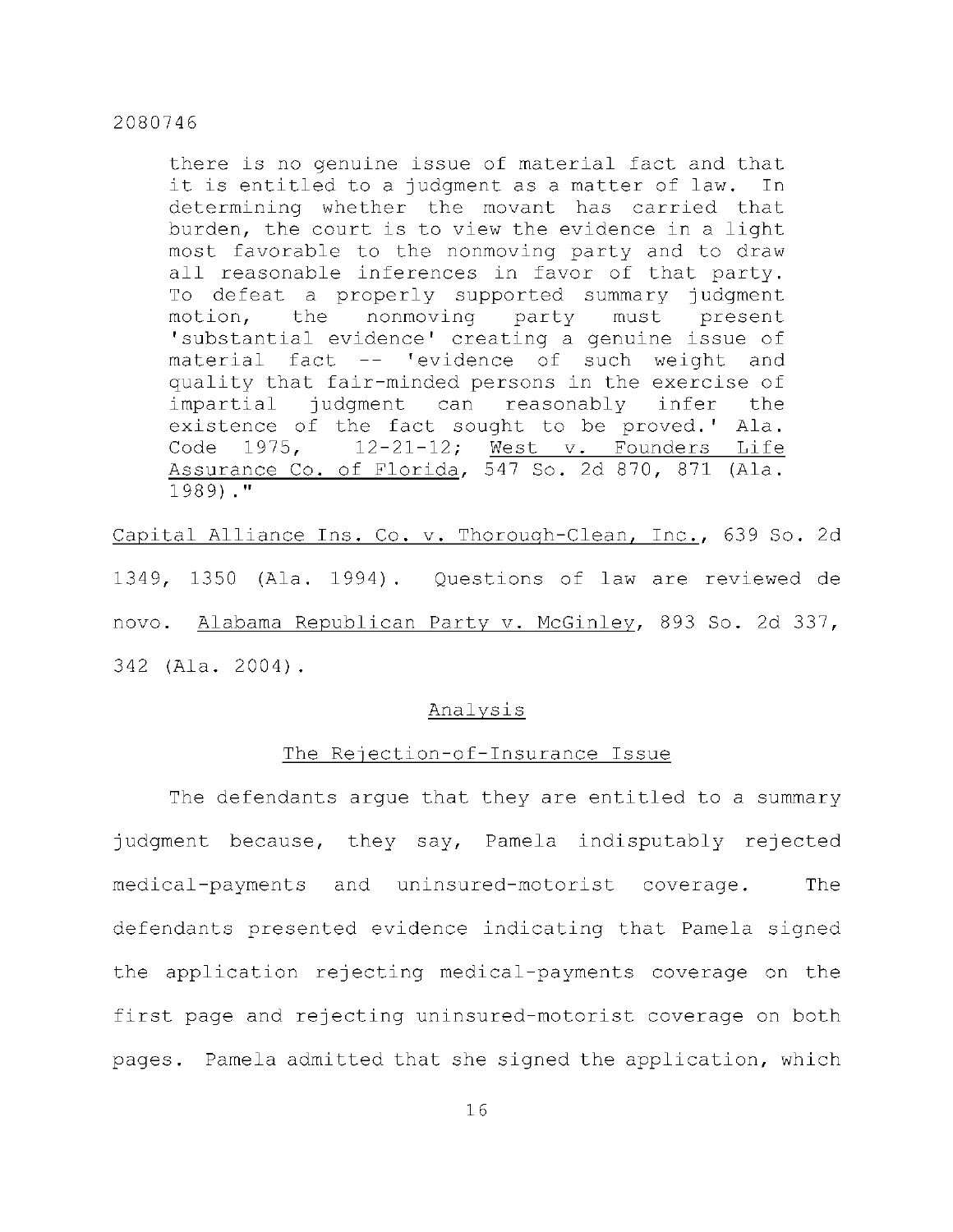> there is no genuine issue of material fact and that it is entitled to a judgment as a matter of law. In determining whether the movant has carried that burden, the court is to view the evidence in a light most favorable to the nonmoving party and to draw all reasonable inferences in favor of that party. To defeat a properly supported summary judgment motion, the nonmoving party must present 'substantial evidence' creating a genuine issue of material fact -- 'evidence of such weight and quality that fair-minded persons in the exercise of impartial judgment can reasonably infer the existence of the fact sought to be proved.' Ala. Code 1975, 12-21-12; West v. Founders Life Assurance Co. of Florida, 547 So. 2d 870, 871 (Ala. 1989)."

Capital Alliance Ins. Co. v. Thorough-Clean, Inc., 639 So. 2d 1349, 1350 (Ala. 1994). Questions of law are reviewed de novo. Alabama Republican Party v. McGinley, 893 So. 2d 337, 342 (Ala. 2004).

## Analysis

### The Rejection-of-Insurance Issue

The defendants argue that they are entitled to a summary judgment because, they say, Pamela indisputably rejected medical-payments and uninsured-motorist coverage. The defendants presented evidence indicating that Pamela signed the application rejecting medical-payments coverage on the first page and rejecting uninsured-motorist coverage on both pages. Pamela admitted that she signed the application, which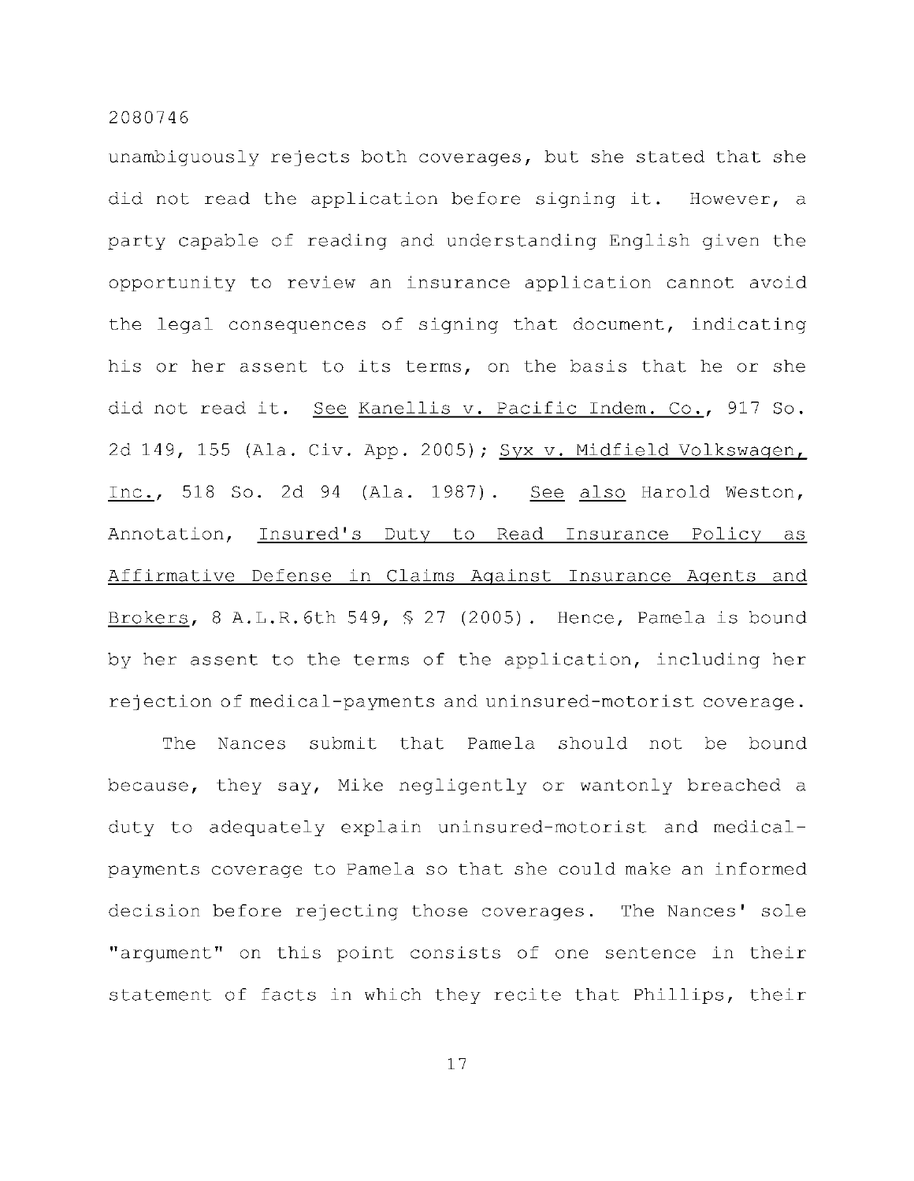unambiguously rejects both coverages, but she stated that she did not read the application before signing it. However, a party capable of reading and understanding English given the opportunity to review an insurance application cannot avoid the legal consequences of signing that document, indicating his or her assent to its terms, on the basis that he or she did not read it. See Kanellis v. Pacific Indem. Co., 917 So. 2d 149, 155 (Ala. Civ. App. 2005); Syx v. Midfield Volkswagen, Inc., 518 So. 2d 94 (Ala. 1987). See also Harold Weston, Annotation, Insured's Duty to Read Insurance Policy as Affirmative Defense in Claims Against Insurance Agents and Brokers, 8 A.L.R.6th 549, § 27 (2005). Hence, Pamela is bound by her assent to the terms of the application, including her rejection of medical-payments and uninsured-motorist coverage.

The Nances submit that Pamela should not be bound because, they say, Mike negligently or wantonly breached a duty to adequately explain uninsured-motorist and medical-payments coverage to Pamela so that she could make an informed decision before rejecting those coverages. The Nances' sole "argument" on this point consists of one sentence in their statement of facts in which they recite that Phillips, their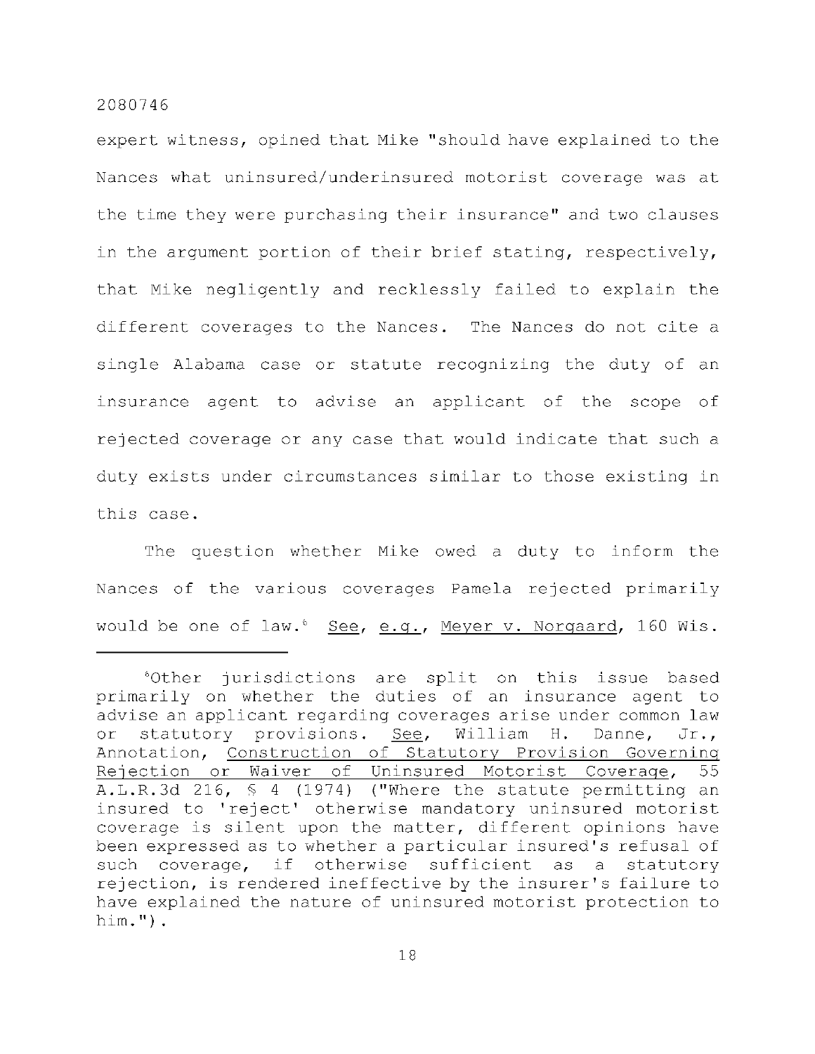expert witness, opined that Mike "should have explained to the Nances what uninsured/underinsured motorist coverage was at the time they were purchasing their insurance" and two clauses in the argument portion of their brief stating, respectively, that Mike negligently and recklessly failed to explain the different coverages to the Nances. The Nances do not cite a single Alabama case or statute recognizing the duty of an insurance agent to advise an applicant of the scope of rejected coverage or any case that would indicate that such a duty exists under circumstances similar to those existing in this case.

The question whether Mike owed a duty to inform the Nances of the various coverages Pamela rejected primarily would be one of law.[6] See, e.g., Meyer v. Norgaard, 160 Wis.

---

[6]Other jurisdictions are split on this issue based primarily on whether the duties of an insurance agent to advise an applicant regarding coverages arise under common law or statutory provisions. See, William H. Danne, Jr., Annotation, Construction of Statutory Provision Governing Rejection or Waiver of Uninsured Motorist Coverage, 55 A.L.R.3d 216, § 4 (1974) ("Where the statute permitting an insured to 'reject' otherwise mandatory uninsured motorist coverage is silent upon the matter, different opinions have been expressed as to whether a particular insured's refusal of such coverage, if otherwise sufficient as a statutory rejection, is rendered ineffective by the insurer's failure to have explained the nature of uninsured motorist protection to him.").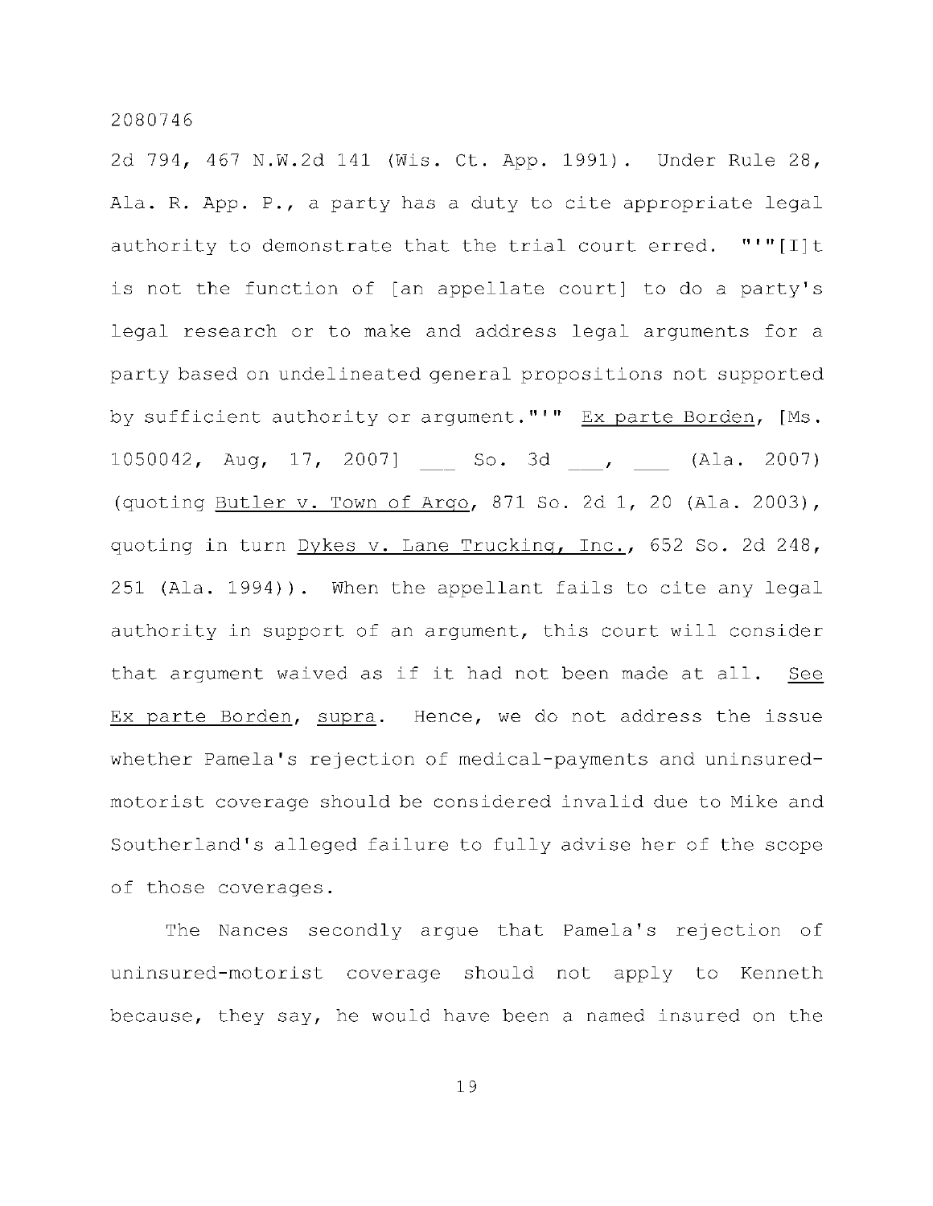2d 794, 467 N.W.2d 141 (Wis. Ct. App. 1991). Under Rule 28, Ala. R. App. P., a party has a duty to cite appropriate legal authority to demonstrate that the trial court erred. "'"[I]t is not the function of [an appellate court] to do a party's legal research or to make and address legal arguments for a party based on undelineated general propositions not supported by sufficient authority or argument."'" Ex parte Borden, [Ms. 1050042, Aug, 17, 2007] ___ So. 3d ___, ___ (Ala. 2007) (quoting Butler v. Town of Argo, 871 So. 2d 1, 20 (Ala. 2003), quoting in turn Dykes v. Lane Trucking, Inc., 652 So. 2d 248, 251 (Ala. 1994)). When the appellant fails to cite any legal authority in support of an argument, this court will consider that argument waived as if it had not been made at all. See Ex parte Borden, supra. Hence, we do not address the issue whether Pamela's rejection of medical-payments and uninsured-motorist coverage should be considered invalid due to Mike and Southerland's alleged failure to fully advise her of the scope of those coverages.

The Nances secondly argue that Pamela's rejection of uninsured-motorist coverage should not apply to Kenneth because, they say, he would have been a named insured on the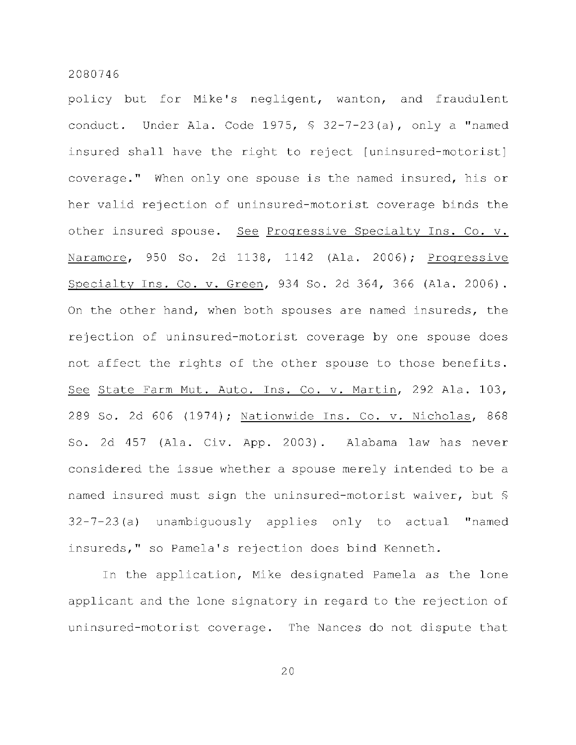policy but for Mike's negligent, wanton, and fraudulent conduct. Under Ala. Code 1975, § 32-7-23(a), only a "named insured shall have the right to reject [uninsured-motorist] coverage." When only one spouse is the named insured, his or her valid rejection of uninsured-motorist coverage binds the other insured spouse. See Progressive Specialty Ins. Co. v. Naramore, 950 So. 2d 1138, 1142 (Ala. 2006); Progressive Specialty Ins. Co. v. Green, 934 So. 2d 364, 366 (Ala. 2006). On the other hand, when both spouses are named insureds, the rejection of uninsured-motorist coverage by one spouse does not affect the rights of the other spouse to those benefits. See State Farm Mut. Auto. Ins. Co. v. Martin, 292 Ala. 103, 289 So. 2d 606 (1974); Nationwide Ins. Co. v. Nicholas, 868 So. 2d 457 (Ala. Civ. App. 2003). Alabama law has never considered the issue whether a spouse merely intended to be a named insured must sign the uninsured-motorist waiver, but § 32-7-23(a) unambiguously applies only to actual "named insureds," so Pamela's rejection does bind Kenneth.

In the application, Mike designated Pamela as the lone applicant and the lone signatory in regard to the rejection of uninsured-motorist coverage. The Nances do not dispute that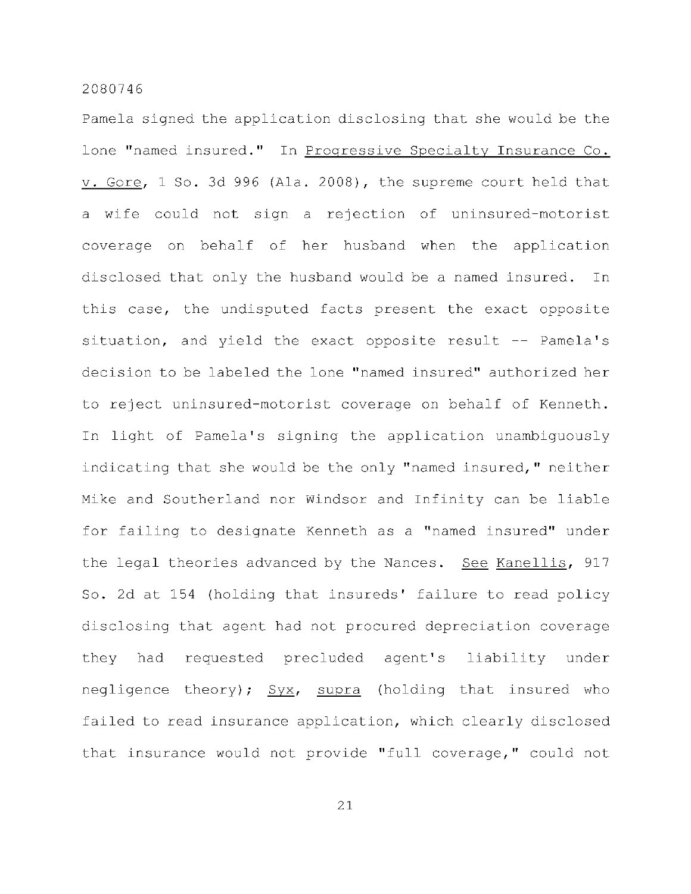Pamela signed the application disclosing that she would be the lone "named insured." In Progressive Specialty Insurance Co. v. Gore, 1 So. 3d 996 (Ala. 2008), the supreme court held that a wife could not sign a rejection of uninsured-motorist coverage on behalf of her husband when the application disclosed that only the husband would be a named insured. In this case, the undisputed facts present the exact opposite situation, and yield the exact opposite result -- Pamela's decision to be labeled the lone "named insured" authorized her to reject uninsured-motorist coverage on behalf of Kenneth. In light of Pamela's signing the application unambiguously indicating that she would be the only "named insured," neither Mike and Southerland nor Windsor and Infinity can be liable for failing to designate Kenneth as a "named insured" under the legal theories advanced by the Nances. See Kanellis, 917 So. 2d at 154 (holding that insureds' failure to read policy disclosing that agent had not procured depreciation coverage they had requested precluded agent's liability under negligence theory); Syx, supra (holding that insured who failed to read insurance application, which clearly disclosed that insurance would not provide "full coverage," could not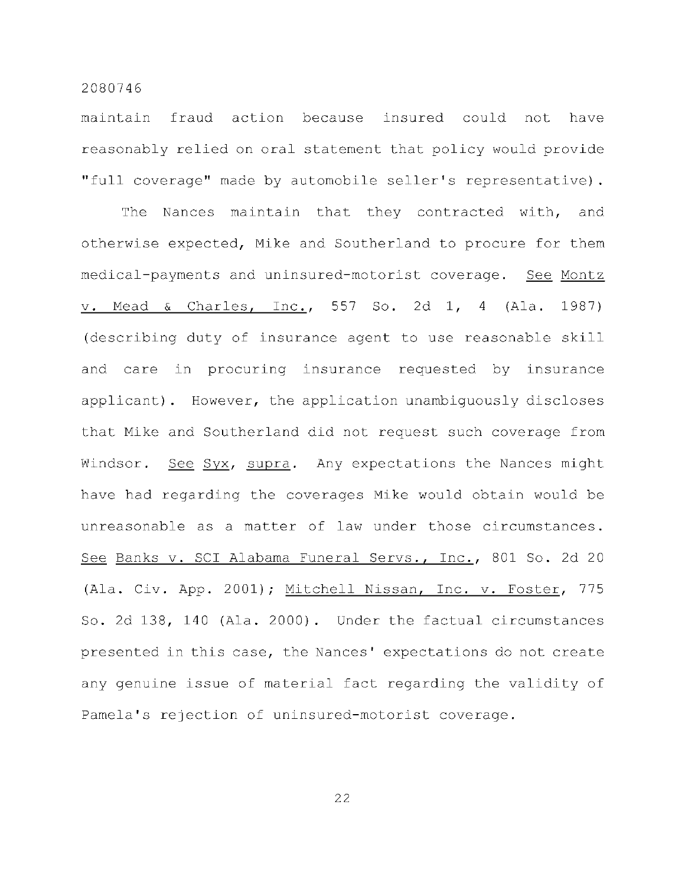maintain fraud action because insured could not have reasonably relied on oral statement that policy would provide "full coverage" made by automobile seller's representative).

The Nances maintain that they contracted with, and otherwise expected, Mike and Southerland to procure for them medical-payments and uninsured-motorist coverage. See Montz v. Mead & Charles, Inc., 557 So. 2d 1, 4 (Ala. 1987) (describing duty of insurance agent to use reasonable skill and care in procuring insurance requested by insurance applicant). However, the application unambiguously discloses that Mike and Southerland did not request such coverage from Windsor. See Syx, supra. Any expectations the Nances might have had regarding the coverages Mike would obtain would be unreasonable as a matter of law under those circumstances. See Banks v. SCI Alabama Funeral Servs., Inc., 801 So. 2d 20 (Ala. Civ. App. 2001); Mitchell Nissan, Inc. v. Foster, 775 So. 2d 138, 140 (Ala. 2000). Under the factual circumstances presented in this case, the Nances' expectations do not create any genuine issue of material fact regarding the validity of Pamela's rejection of uninsured-motorist coverage.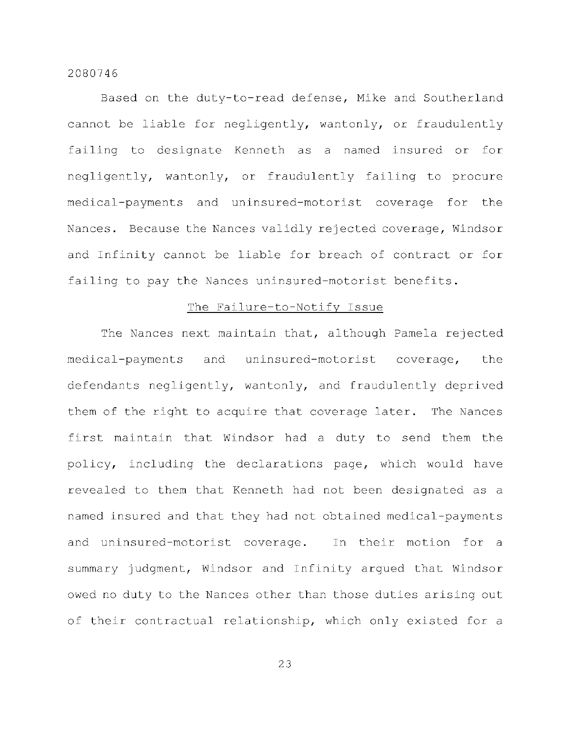Based on the duty-to-read defense, Mike and Southerland cannot be liable for negligently, wantonly, or fraudulently failing to designate Kenneth as a named insured or for negligently, wantonly, or fraudulently failing to procure medical-payments and uninsured-motorist coverage for the Nances. Because the Nances validly rejected coverage, Windsor and Infinity cannot be liable for breach of contract or for failing to pay the Nances uninsured-motorist benefits.

<u>The Failure-to-Notify Issue</u>

The Nances next maintain that, although Pamela rejected medical-payments and uninsured-motorist coverage, the defendants negligently, wantonly, and fraudulently deprived them of the right to acquire that coverage later. The Nances first maintain that Windsor had a duty to send them the policy, including the declarations page, which would have revealed to them that Kenneth had not been designated as a named insured and that they had not obtained medical-payments and uninsured-motorist coverage. In their motion for a summary judgment, Windsor and Infinity argued that Windsor owed no duty to the Nances other than those duties arising out of their contractual relationship, which only existed for a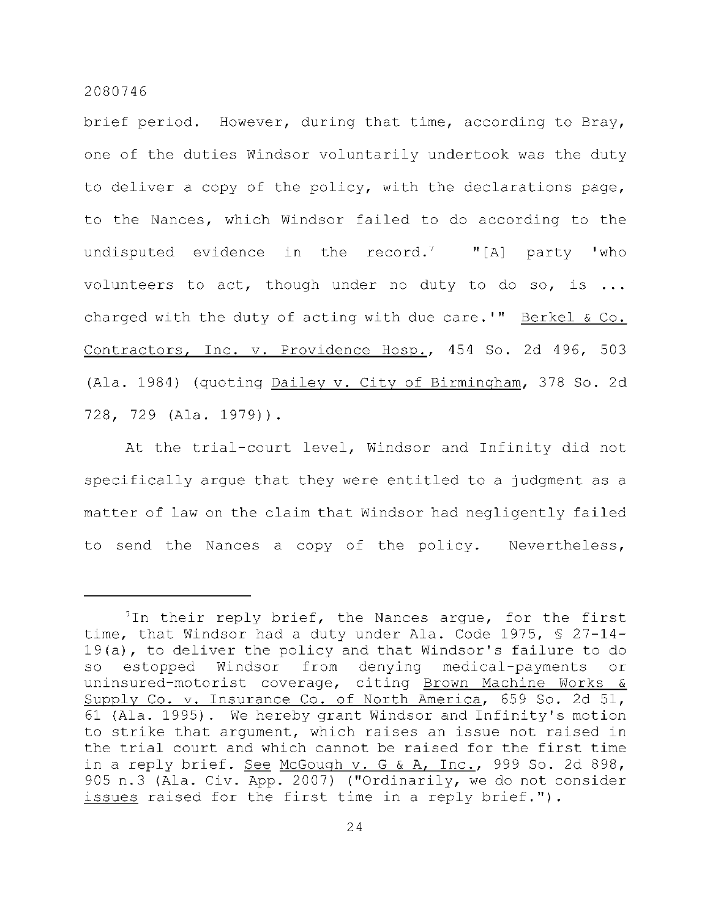brief period. However, during that time, according to Bray, one of the duties Windsor voluntarily undertook was the duty to deliver a copy of the policy, with the declarations page, to the Nances, which Windsor failed to do according to the undisputed evidence in the record.[7] "[A] party 'who volunteers to act, though under no duty to do so, is ... charged with the duty of acting with due care.'" Berkel & Co. Contractors, Inc. v. Providence Hosp., 454 So. 2d 496, 503 (Ala. 1984) (quoting Dailey v. City of Birmingham, 378 So. 2d 728, 729 (Ala. 1979)).

At the trial-court level, Windsor and Infinity did not specifically argue that they were entitled to a judgment as a matter of law on the claim that Windsor had negligently failed to send the Nances a copy of the policy. Nevertheless,

---

[7]In their reply brief, the Nances argue, for the first time, that Windsor had a duty under Ala. Code 1975, § 27-14-19(a), to deliver the policy and that Windsor's failure to do so estopped Windsor from denying medical-payments or uninsured-motorist coverage, citing Brown Machine Works & Supply Co. v. Insurance Co. of North America, 659 So. 2d 51, 61 (Ala. 1995). We hereby grant Windsor and Infinity's motion to strike that argument, which raises an issue not raised in the trial court and which cannot be raised for the first time in a reply brief. See McGough v. G & A, Inc., 999 So. 2d 898, 905 n.3 (Ala. Civ. App. 2007) ("Ordinarily, we do not consider issues raised for the first time in a reply brief.").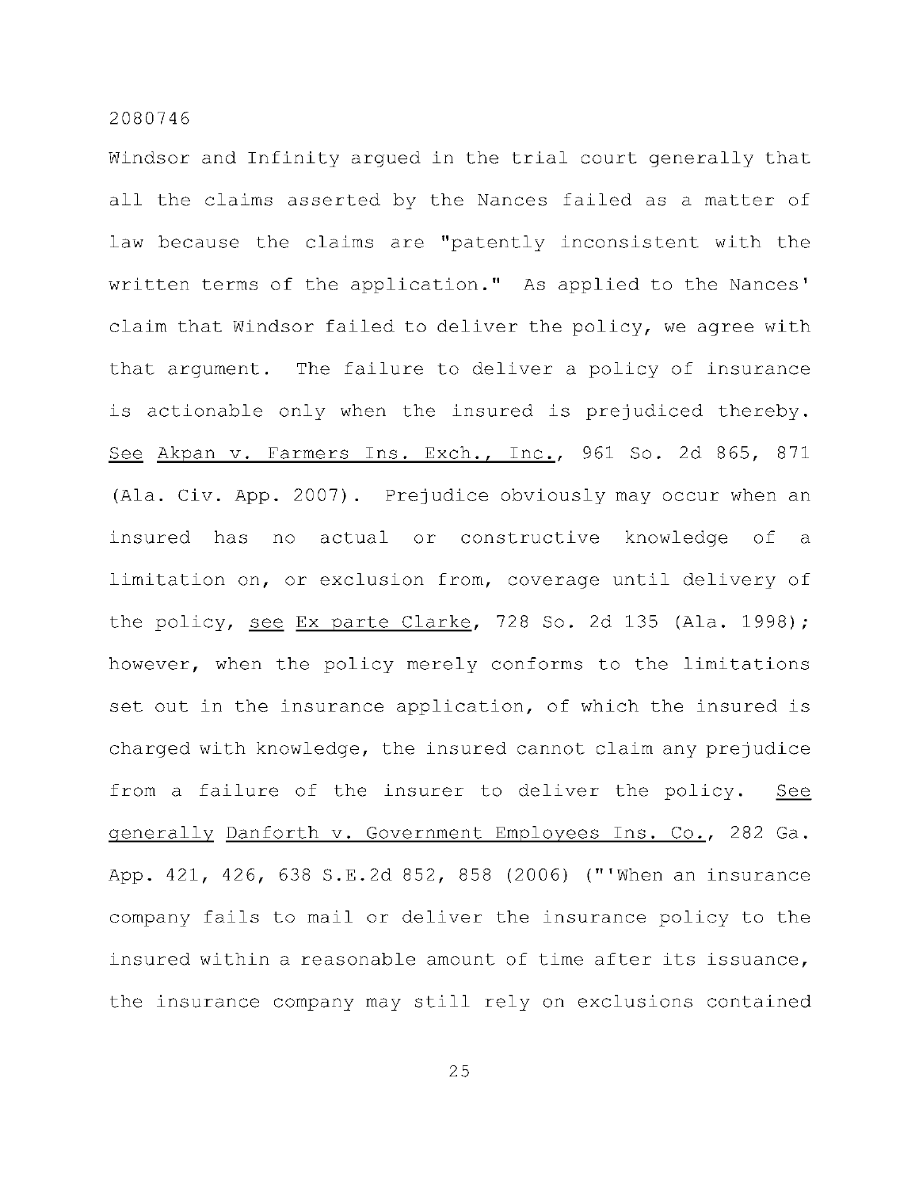Windsor and Infinity argued in the trial court generally that all the claims asserted by the Nances failed as a matter of law because the claims are "patently inconsistent with the written terms of the application." As applied to the Nances' claim that Windsor failed to deliver the policy, we agree with that argument. The failure to deliver a policy of insurance is actionable only when the insured is prejudiced thereby. See Akpan v. Farmers Ins. Exch., Inc., 961 So. 2d 865, 871 (Ala. Civ. App. 2007). Prejudice obviously may occur when an insured has no actual or constructive knowledge of a limitation on, or exclusion from, coverage until delivery of the policy, see Ex parte Clarke, 728 So. 2d 135 (Ala. 1998); however, when the policy merely conforms to the limitations set out in the insurance application, of which the insured is charged with knowledge, the insured cannot claim any prejudice from a failure of the insurer to deliver the policy. See generally Danforth v. Government Employees Ins. Co., 282 Ga. App. 421, 426, 638 S.E.2d 852, 858 (2006) ("'When an insurance company fails to mail or deliver the insurance policy to the insured within a reasonable amount of time after its issuance, the insurance company may still rely on exclusions contained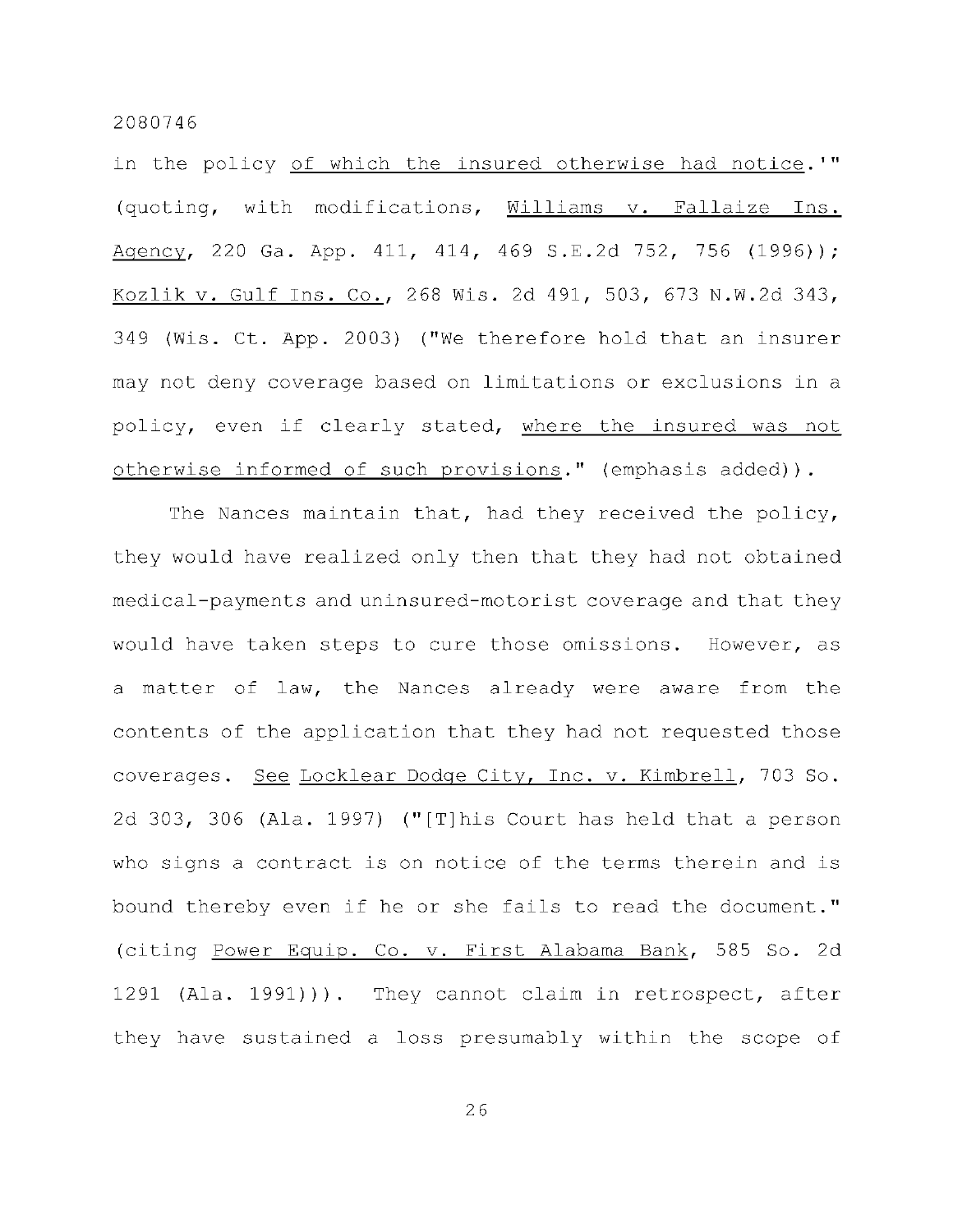in the policy <u>of which the insured otherwise had notice</u>.'" (quoting, with modifications, <u>Williams v. Fallaize Ins. Agency</u>, 220 Ga. App. 411, 414, 469 S.E.2d 752, 756 (1996)); <u>Kozlik v. Gulf Ins. Co.</u>, 268 Wis. 2d 491, 503, 673 N.W.2d 343, 349 (Wis. Ct. App. 2003) ("We therefore hold that an insurer may not deny coverage based on limitations or exclusions in a policy, even if clearly stated, <u>where the insured was not otherwise informed of such provisions</u>." (emphasis added)).

The Nances maintain that, had they received the policy, they would have realized only then that they had not obtained medical-payments and uninsured-motorist coverage and that they would have taken steps to cure those omissions. However, as a matter of law, the Nances already were aware from the contents of the application that they had not requested those coverages. <u>See</u> <u>Locklear Dodge City, Inc. v. Kimbrell</u>, 703 So. 2d 303, 306 (Ala. 1997) ("[T]his Court has held that a person who signs a contract is on notice of the terms therein and is bound thereby even if he or she fails to read the document." (citing <u>Power Equip. Co. v. First Alabama Bank</u>, 585 So. 2d 1291 (Ala. 1991))). They cannot claim in retrospect, after they have sustained a loss presumably within the scope of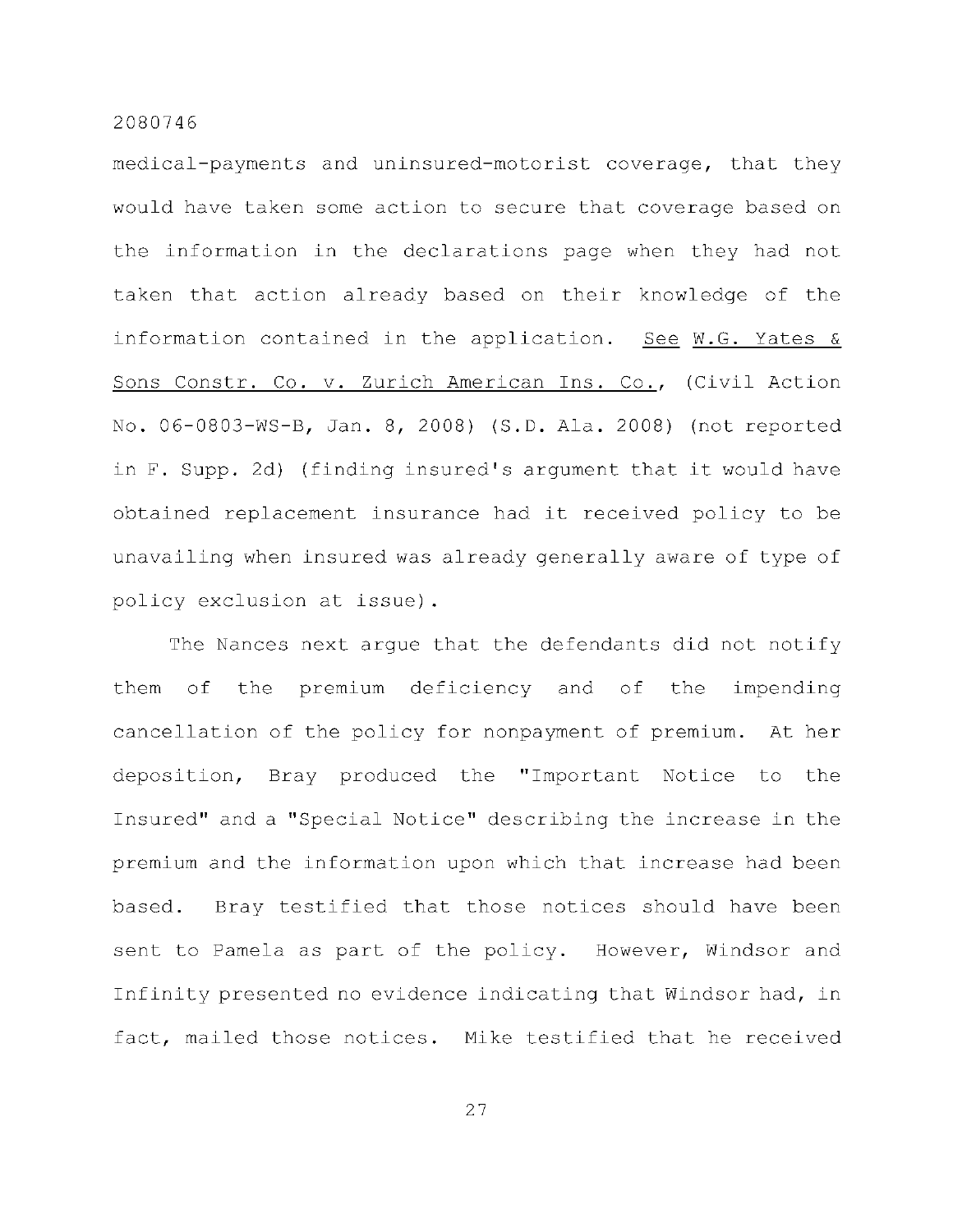medical-payments and uninsured-motorist coverage, that they would have taken some action to secure that coverage based on the information in the declarations page when they had not taken that action already based on their knowledge of the information contained in the application. See W.G. Yates & Sons Constr. Co. v. Zurich American Ins. Co., (Civil Action No. 06-0803-WS-B, Jan. 8, 2008) (S.D. Ala. 2008) (not reported in F. Supp. 2d) (finding insured's argument that it would have obtained replacement insurance had it received policy to be unavailing when insured was already generally aware of type of policy exclusion at issue).

The Nances next argue that the defendants did not notify them of the premium deficiency and of the impending cancellation of the policy for nonpayment of premium. At her deposition, Bray produced the "Important Notice to the Insured" and a "Special Notice" describing the increase in the premium and the information upon which that increase had been based. Bray testified that those notices should have been sent to Pamela as part of the policy. However, Windsor and Infinity presented no evidence indicating that Windsor had, in fact, mailed those notices. Mike testified that he received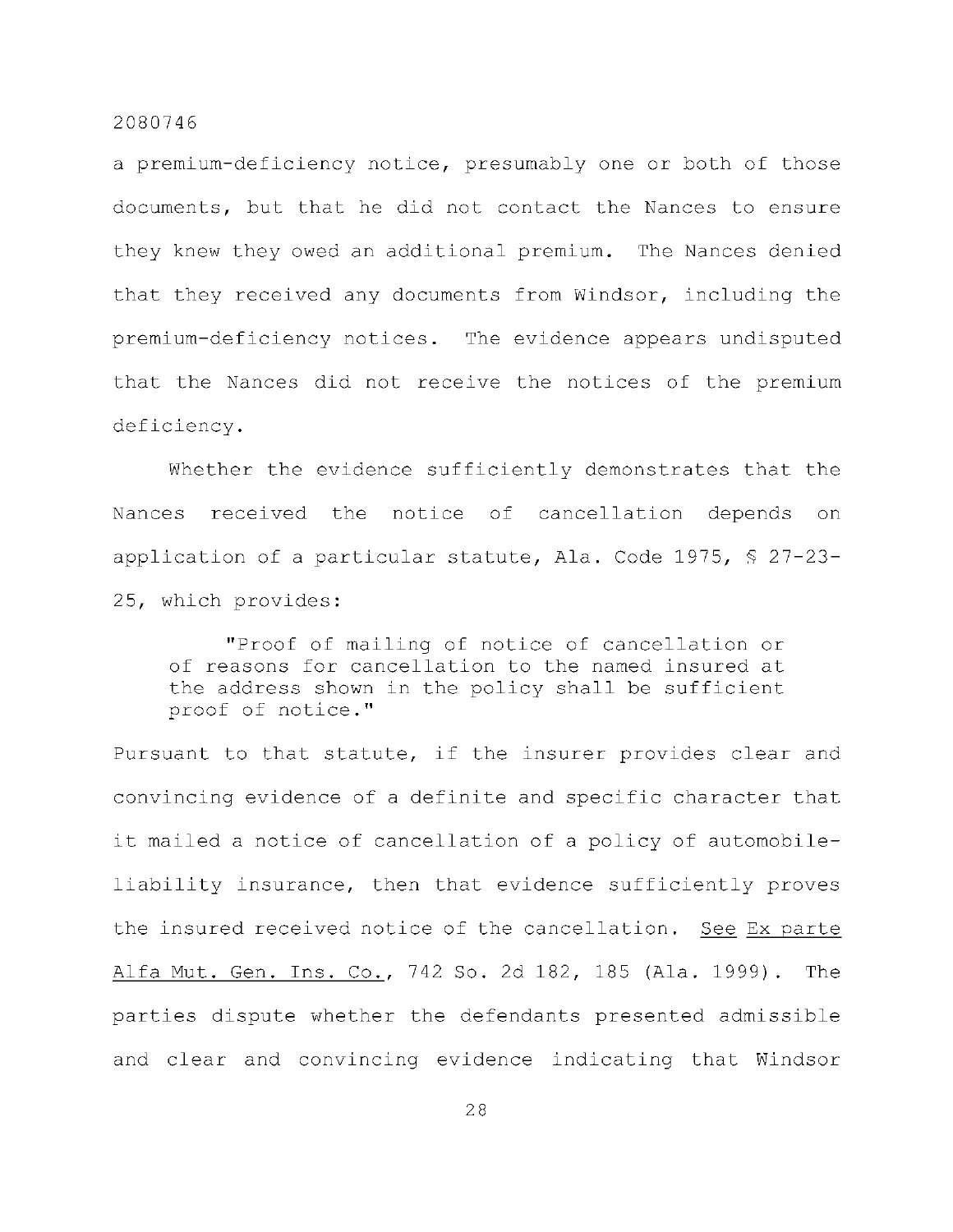a premium-deficiency notice, presumably one or both of those documents, but that he did not contact the Nances to ensure they knew they owed an additional premium. The Nances denied that they received any documents from Windsor, including the premium-deficiency notices. The evidence appears undisputed that the Nances did not receive the notices of the premium deficiency.

Whether the evidence sufficiently demonstrates that the Nances received the notice of cancellation depends on application of a particular statute, Ala. Code 1975, § 27-23-25, which provides:

> "Proof of mailing of notice of cancellation or of reasons for cancellation to the named insured at the address shown in the policy shall be sufficient proof of notice."

Pursuant to that statute, if the insurer provides clear and convincing evidence of a definite and specific character that it mailed a notice of cancellation of a policy of automobile-liability insurance, then that evidence sufficiently proves the insured received notice of the cancellation. See Ex parte Alfa Mut. Gen. Ins. Co., 742 So. 2d 182, 185 (Ala. 1999). The parties dispute whether the defendants presented admissible and clear and convincing evidence indicating that Windsor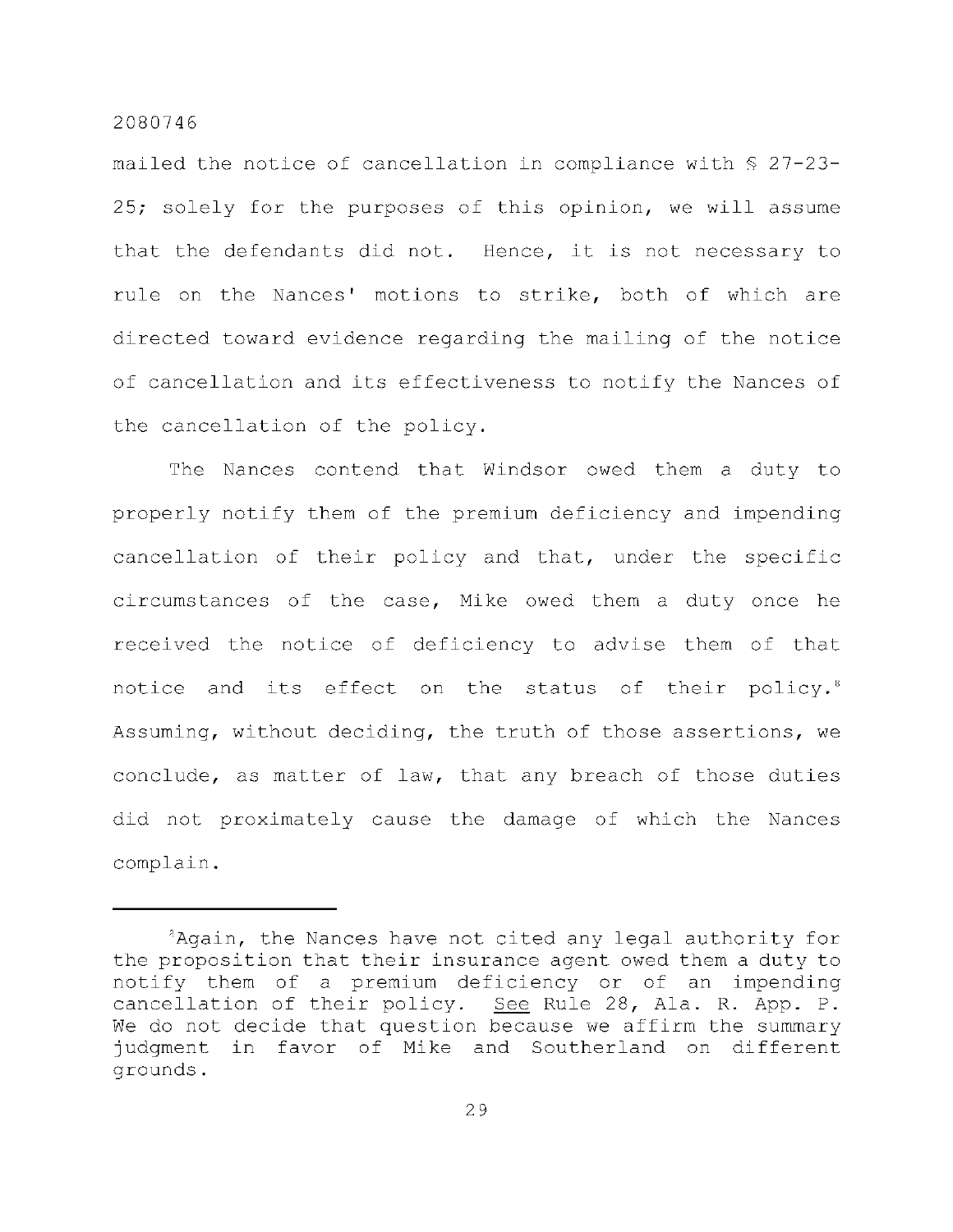mailed the notice of cancellation in compliance with § 27-23-25; solely for the purposes of this opinion, we will assume that the defendants did not. Hence, it is not necessary to rule on the Nances' motions to strike, both of which are directed toward evidence regarding the mailing of the notice of cancellation and its effectiveness to notify the Nances of the cancellation of the policy.

The Nances contend that Windsor owed them a duty to properly notify them of the premium deficiency and impending cancellation of their policy and that, under the specific circumstances of the case, Mike owed them a duty once he received the notice of deficiency to advise them of that notice and its effect on the status of their policy.[8] Assuming, without deciding, the truth of those assertions, we conclude, as matter of law, that any breach of those duties did not proximately cause the damage of which the Nances complain.

---

[8]Again, the Nances have not cited any legal authority for the proposition that their insurance agent owed them a duty to notify them of a premium deficiency or of an impending cancellation of their policy. See Rule 28, Ala. R. App. P. We do not decide that question because we affirm the summary judgment in favor of Mike and Southerland on different grounds.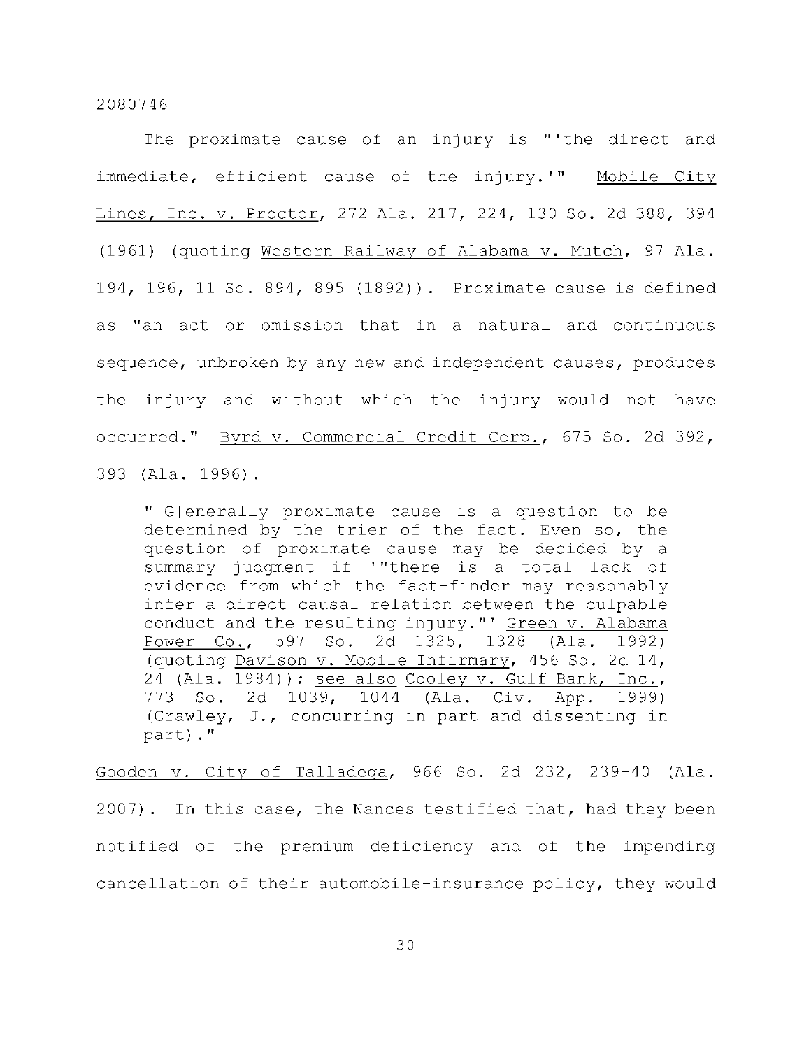The proximate cause of an injury is "'the direct and immediate, efficient cause of the injury.'" Mobile City Lines, Inc. v. Proctor, 272 Ala. 217, 224, 130 So. 2d 388, 394 (1961) (quoting Western Railway of Alabama v. Mutch, 97 Ala. 194, 196, 11 So. 894, 895 (1892)). Proximate cause is defined as "an act or omission that in a natural and continuous sequence, unbroken by any new and independent causes, produces the injury and without which the injury would not have occurred." Byrd v. Commercial Credit Corp., 675 So. 2d 392, 393 (Ala. 1996).

> "[G]enerally proximate cause is a question to be determined by the trier of the fact. Even so, the question of proximate cause may be decided by a summary judgment if '"there is a total lack of evidence from which the fact-finder may reasonably infer a direct causal relation between the culpable conduct and the resulting injury."' Green v. Alabama Power Co., 597 So. 2d 1325, 1328 (Ala. 1992) (quoting Davison v. Mobile Infirmary, 456 So. 2d 14, 24 (Ala. 1984)); see also Cooley v. Gulf Bank, Inc., 773 So. 2d 1039, 1044 (Ala. Civ. App. 1999) (Crawley, J., concurring in part and dissenting in part)."

Gooden v. City of Talladega, 966 So. 2d 232, 239-40 (Ala. 2007). In this case, the Nances testified that, had they been notified of the premium deficiency and of the impending cancellation of their automobile-insurance policy, they would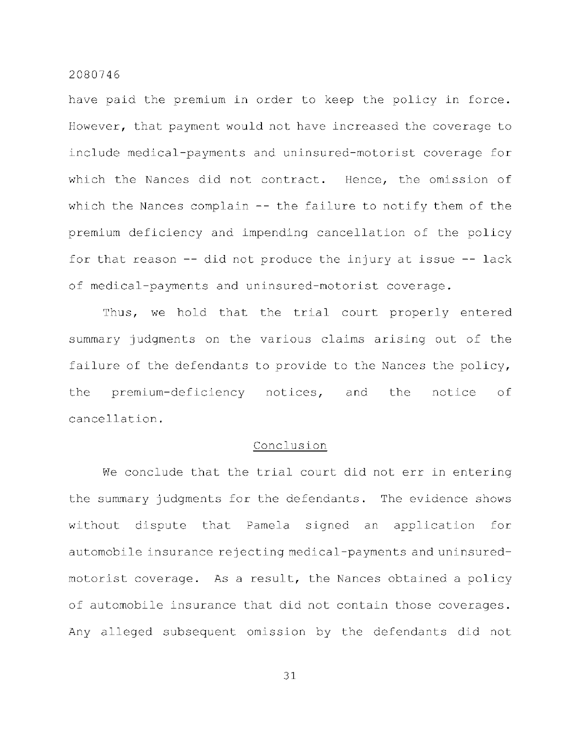have paid the premium in order to keep the policy in force. However, that payment would not have increased the coverage to include medical-payments and uninsured-motorist coverage for which the Nances did not contract. Hence, the omission of which the Nances complain -- the failure to notify them of the premium deficiency and impending cancellation of the policy for that reason -- did not produce the injury at issue -- lack of medical-payments and uninsured-motorist coverage.

Thus, we hold that the trial court properly entered summary judgments on the various claims arising out of the failure of the defendants to provide to the Nances the policy, the premium-deficiency notices, and the notice of cancellation.

## Conclusion

We conclude that the trial court did not err in entering the summary judgments for the defendants. The evidence shows without dispute that Pamela signed an application for automobile insurance rejecting medical-payments and uninsured-motorist coverage. As a result, the Nances obtained a policy of automobile insurance that did not contain those coverages. Any alleged subsequent omission by the defendants did not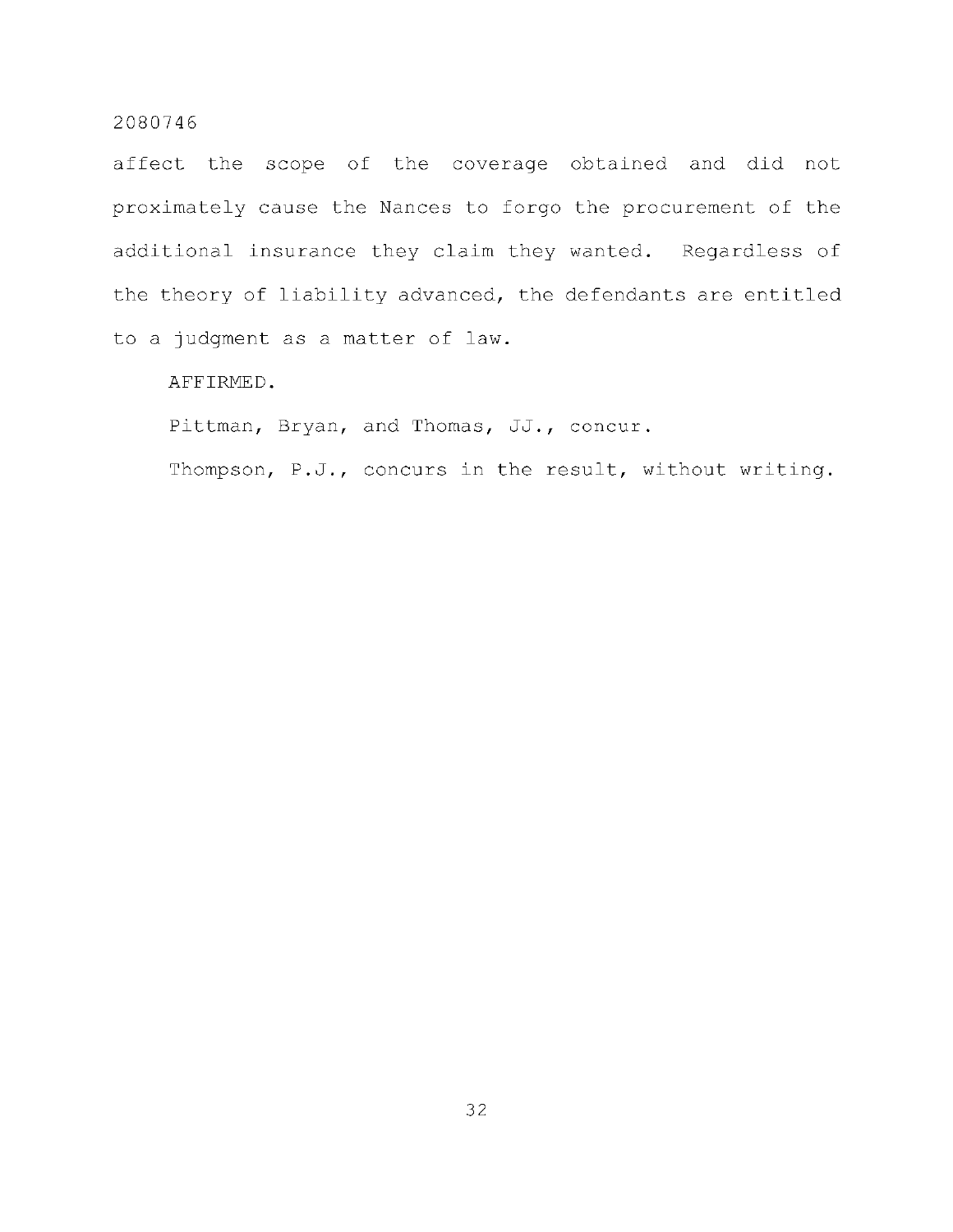affect the scope of the coverage obtained and did not proximately cause the Nances to forgo the procurement of the additional insurance they claim they wanted. Regardless of the theory of liability advanced, the defendants are entitled to a judgment as a matter of law.

AFFIRMED.

Pittman, Bryan, and Thomas, JJ., concur.

Thompson, P.J., concurs in the result, without writing.